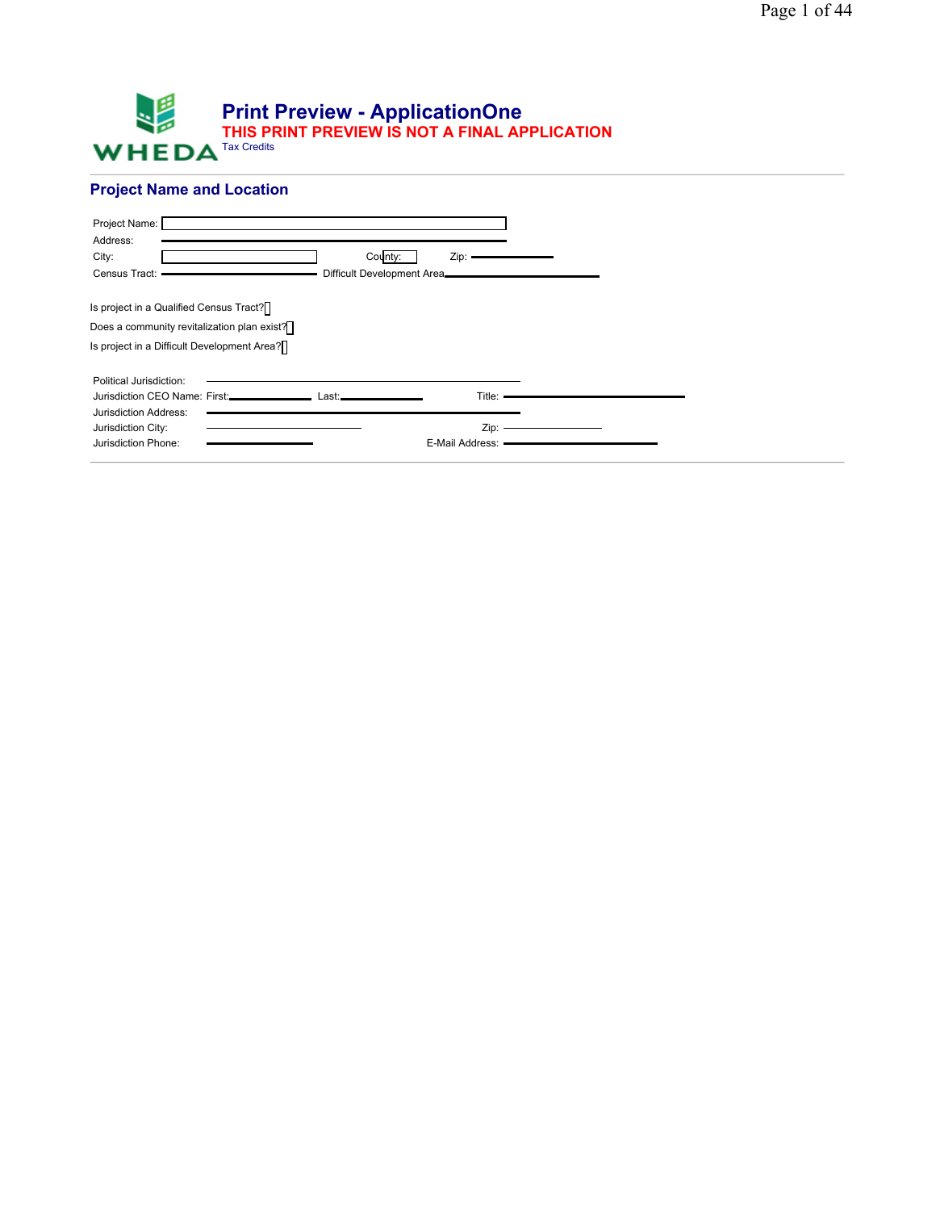WHEDA

# Print Preview - ApplicationOne

**THIS PRINT PREVIEW IS NOT A FINAL APPLICATION**

Tax Credits

## Project Name and Location

Project Name: 

Address: 

City: County: Zip: 

Census Tract: Difficult Development Area

Is project in a Qualified Census Tract?

Does a community revitalization plan exist?

Is project in a Difficult Development Area?

Political Jurisdiction: 

Jurisdiction CEO Name: First: Last: Title: 

Jurisdiction Address: 

Jurisdiction City: Zip: 

Jurisdiction Phone: E-Mail Address: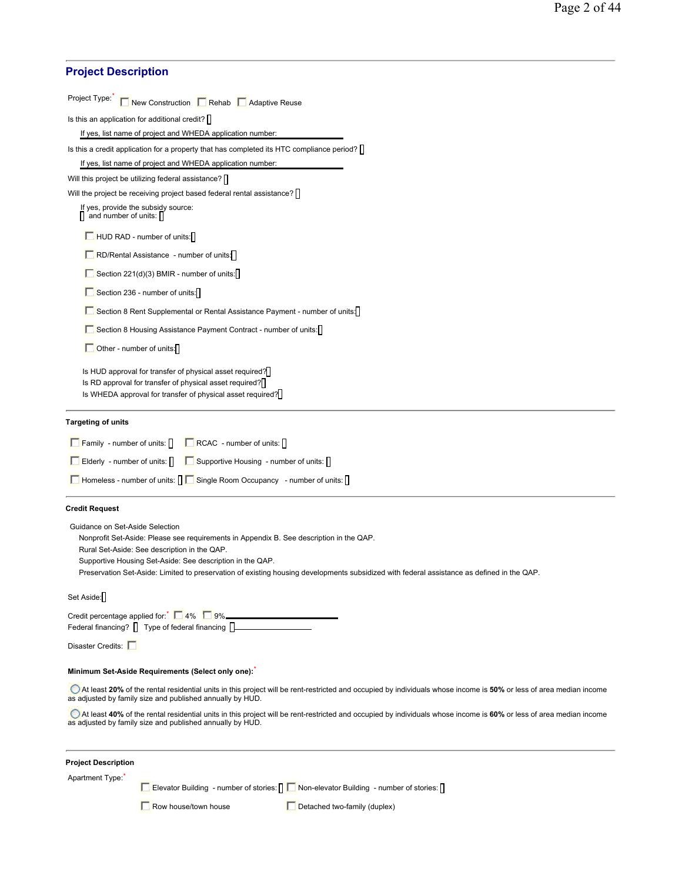## Project Description

Project Type:* ☐ New Construction ☐ Rehab ☐ Adaptive Reuse

Is this an application for additional credit?

If yes, list name of project and WHEDA application number:

Is this a credit application for a property that has completed its HTC compliance period?

If yes, list name of project and WHEDA application number:

Will this project be utilizing federal assistance?

Will the project be receiving project based federal rental assistance?

If yes, provide the subsidy source: and number of units:

- ☐ HUD RAD - number of units:
- ☐ RD/Rental Assistance - number of units:
- ☐ Section 221(d)(3) BMIR - number of units:
- ☐ Section 236 - number of units:
- ☐ Section 8 Rent Supplemental or Rental Assistance Payment - number of units:
- ☐ Section 8 Housing Assistance Payment Contract - number of units:
- ☐ Other - number of units:

Is HUD approval for transfer of physical asset required?
Is RD approval for transfer of physical asset required?
Is WHEDA approval for transfer of physical asset required?

### Targeting of units

- ☐ Family - number of units:
- ☐ RCAC - number of units:
- ☐ Elderly - number of units:
- ☐ Supportive Housing - number of units:
- ☐ Homeless - number of units:
- ☐ Single Room Occupancy - number of units:

### Credit Request

Guidance on Set-Aside Selection

Nonprofit Set-Aside: Please see requirements in Appendix B. See description in the QAP.
Rural Set-Aside: See description in the QAP.
Supportive Housing Set-Aside: See description in the QAP.
Preservation Set-Aside: Limited to preservation of existing housing developments subsidized with federal assistance as defined in the QAP.

Set Aside:

Credit percentage applied for:* ☐ 4% ☐ 9%
Federal financing? Type of federal financing

Disaster Credits: ☐

#### Minimum Set-Aside Requirements (Select only one):*

○ At least **20%** of the rental residential units in this project will be rent-restricted and occupied by individuals whose income is **50%** or less of area median income as adjusted by family size and published annually by HUD.

○ At least **40%** of the rental residential units in this project will be rent-restricted and occupied by individuals whose income is **60%** or less of area median income as adjusted by family size and published annually by HUD.

### Project Description

Apartment Type:*

- ☐ Elevator Building - number of stories:
- ☐ Non-elevator Building - number of stories:
- ☐ Row house/town house
- ☐ Detached two-family (duplex)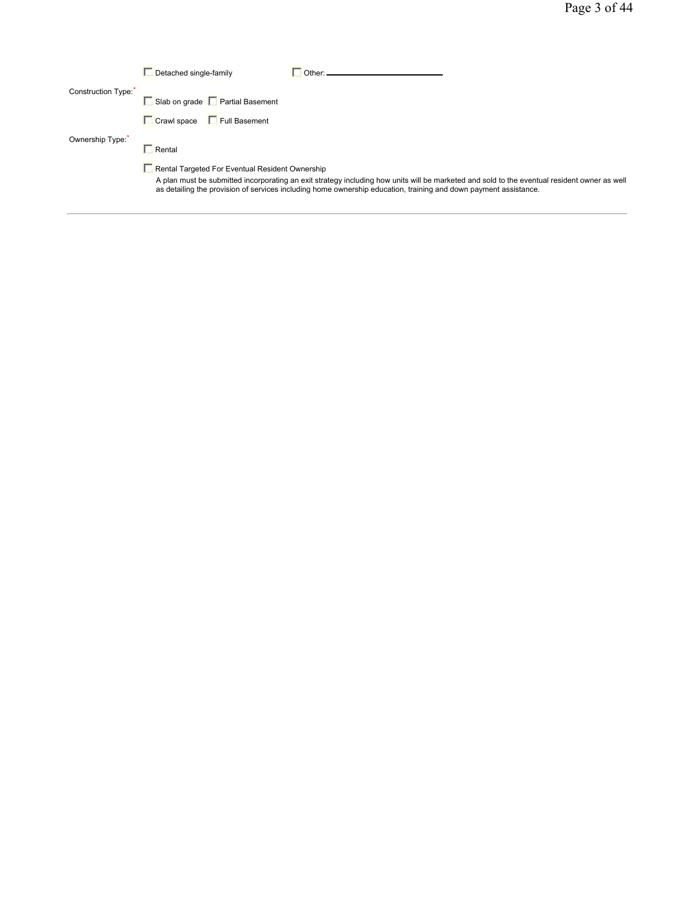☐ Detached single-family ☐ Other: ____________________

Construction Type:*

☐ Slab on grade ☐ Partial Basement

☐ Crawl space ☐ Full Basement

Ownership Type:*

☐ Rental

☐ Rental Targeted For Eventual Resident Ownership

A plan must be submitted incorporating an exit strategy including how units will be marketed and sold to the eventual resident owner as well as detailing the provision of services including home ownership education, training and down payment assistance.

---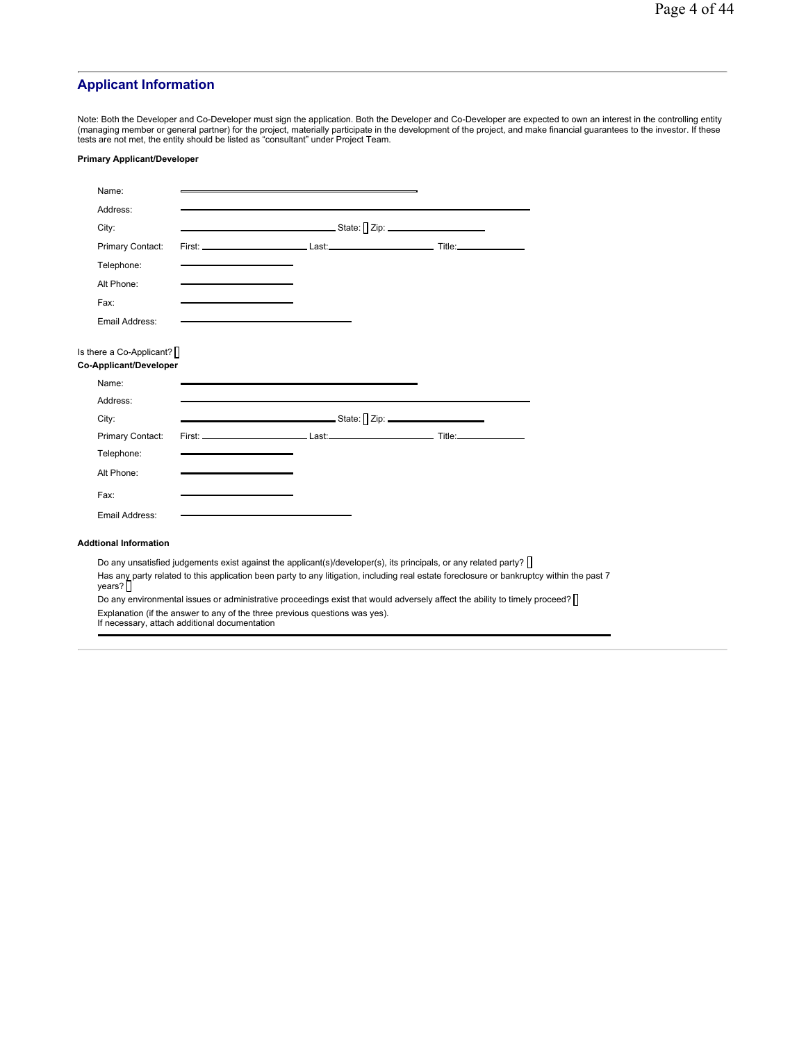## Applicant Information

Note: Both the Developer and Co-Developer must sign the application. Both the Developer and Co-Developer are expected to own an interest in the controlling entity (managing member or general partner) for the project, materially participate in the development of the project, and make financial guarantees to the investor. If these tests are not met, the entity should be listed as "consultant" under Project Team.

**Primary Applicant/Developer**

Name: ______________________________

Address: ______________________________

City: ______________________ State: [ ] Zip: ______________

Primary Contact: First: ______________ Last: ______________ Title: __________

Telephone: ______________

Alt Phone: ______________

Fax: ______________

Email Address: ______________________

Is there a Co-Applicant? [ ]

**Co-Applicant/Developer**

Name: ______________________________

Address: ______________________________

City: ______________________ State: [ ] Zip: ______________

Primary Contact: First: ______________ Last: ______________ Title: __________

Telephone: ______________

Alt Phone: ______________

Fax: ______________

Email Address: ______________________

**Addtional Information**

Do any unsatisfied judgements exist against the applicant(s)/developer(s), its principals, or any related party? [ ]

Has any party related to this application been party to any litigation, including real estate foreclosure or bankruptcy within the past 7 years? [ ]

Do any environmental issues or administrative proceedings exist that would adversely affect the ability to timely proceed? [ ]

Explanation (if the answer to any of the three previous questions was yes).
If necessary, attach additional documentation

______________________________________________________________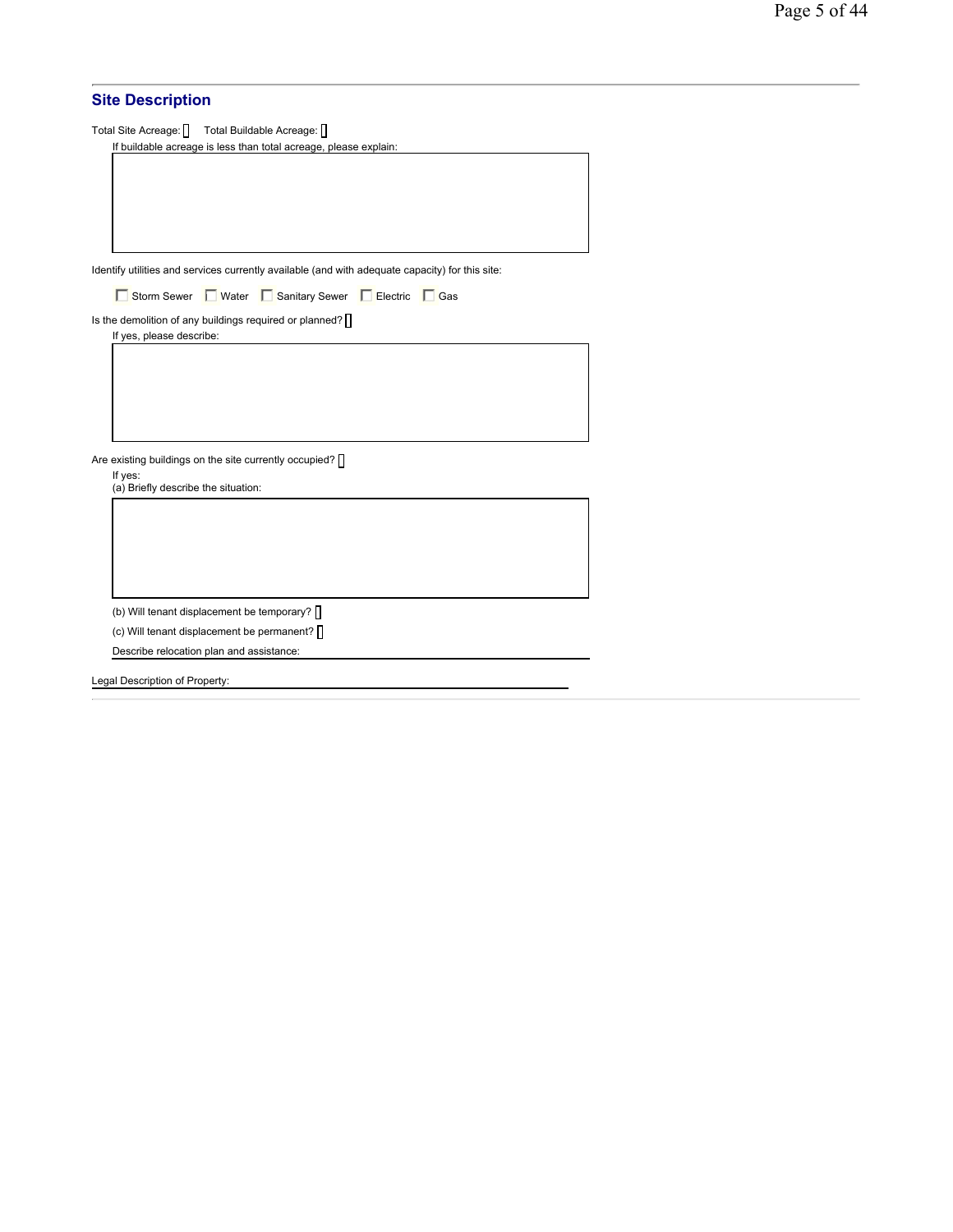## Site Description

Total Site Acreage: [ ]    Total Buildable Acreage: [ ]

If buildable acreage is less than total acreage, please explain:

Identify utilities and services currently available (and with adequate capacity) for this site:

- [ ] Storm Sewer
- [ ] Water
- [ ] Sanitary Sewer
- [ ] Electric
- [ ] Gas

Is the demolition of any buildings required or planned? [ ]

If yes, please describe:

Are existing buildings on the site currently occupied? [ ]

If yes:

(a) Briefly describe the situation:

(b) Will tenant displacement be temporary? [ ]

(c) Will tenant displacement be permanent? [ ]

Describe relocation plan and assistance:

Legal Description of Property: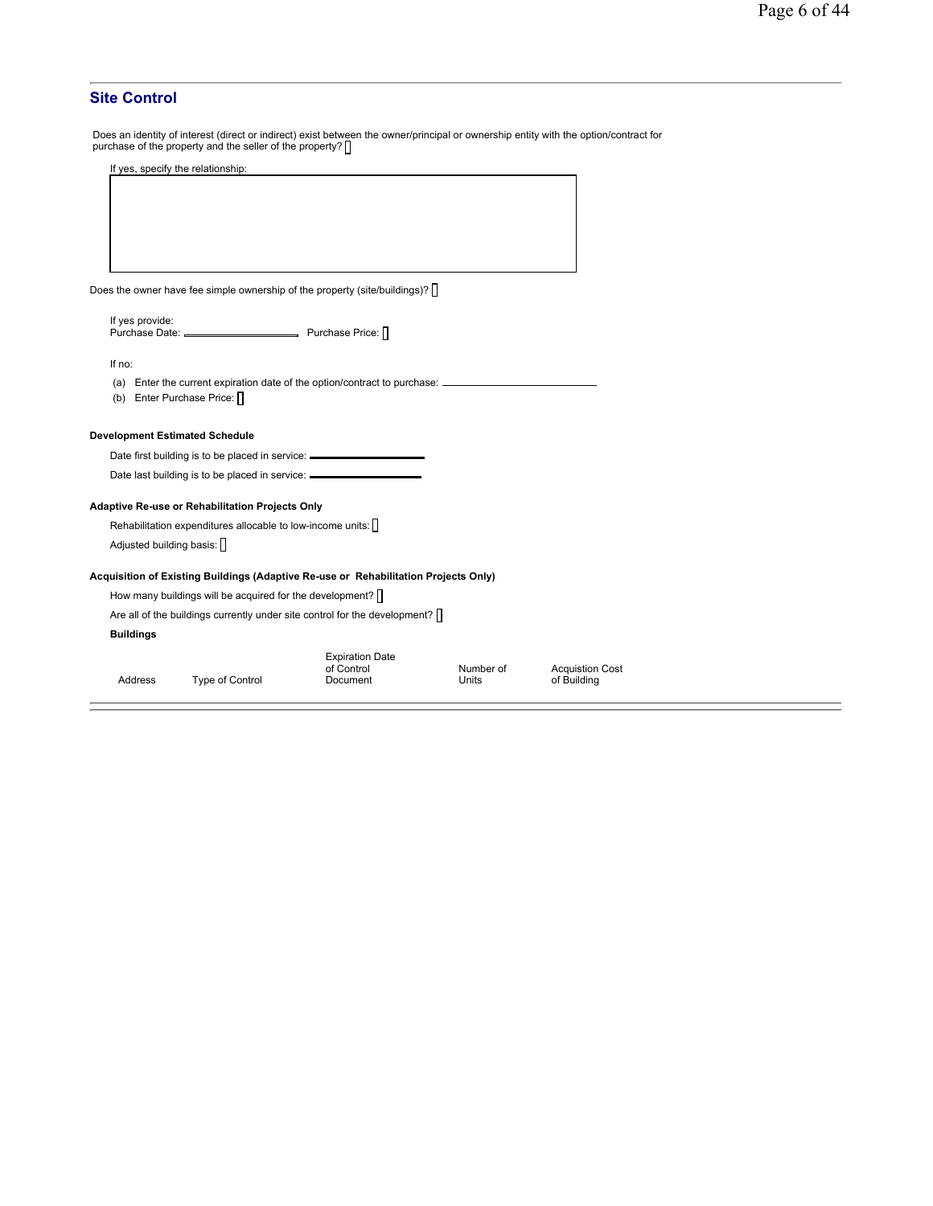## Site Control

Does an identity of interest (direct or indirect) exist between the owner/principal or ownership entity with the option/contract for purchase of the property and the seller of the property?

If yes, specify the relationship:

Does the owner have fee simple ownership of the property (site/buildings)?

If yes provide:
Purchase Date: \_\_\_\_\_\_\_\_\_\_ Purchase Price:

If no:

(a) Enter the current expiration date of the option/contract to purchase: \_\_\_\_\_\_\_\_\_\_

(b) Enter Purchase Price:

**Development Estimated Schedule**

Date first building is to be placed in service: \_\_\_\_\_\_\_\_\_\_

Date last building is to be placed in service: \_\_\_\_\_\_\_\_\_\_

**Adaptive Re-use or Rehabilitation Projects Only**

Rehabilitation expenditures allocable to low-income units:

Adjusted building basis:

**Acquisition of Existing Buildings (Adaptive Re-use or Rehabilitation Projects Only)**

How many buildings will be acquired for the development?

Are all of the buildings currently under site control for the development?

**Buildings**

| Address | Type of Control | Expiration Date of Control Document | Number of Units | Acquistion Cost of Building |
|---|---|---|---|---|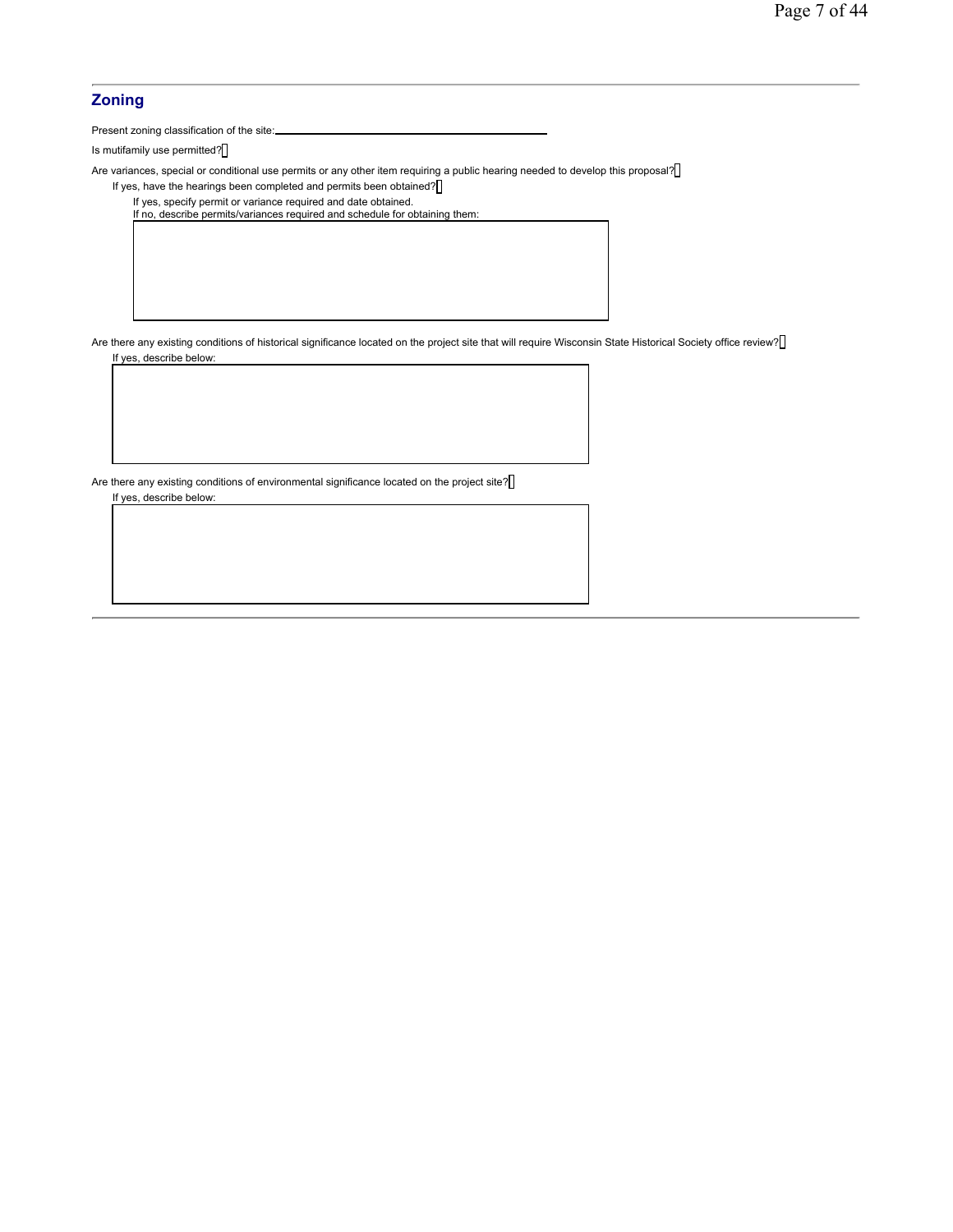## Zoning

Present zoning classification of the site: \_\_\_\_\_\_\_\_\_\_\_\_\_\_\_\_\_\_\_\_\_\_\_\_\_\_\_\_\_\_\_\_\_\_\_\_\_\_\_\_

Is mutifamily use permitted? [ ]

Are variances, special or conditional use permits or any other item requiring a public hearing needed to develop this proposal? [ ]

If yes, have the hearings been completed and permits been obtained? [ ]

If yes, specify permit or variance required and date obtained.
If no, describe permits/variances required and schedule for obtaining them:

|   |
|---|
|   |

Are there any existing conditions of historical significance located on the project site that will require Wisconsin State Historical Society office review? [ ]

If yes, describe below:

|   |
|---|
|   |

Are there any existing conditions of environmental significance located on the project site? [ ]

If yes, describe below:

|   |
|---|
|   |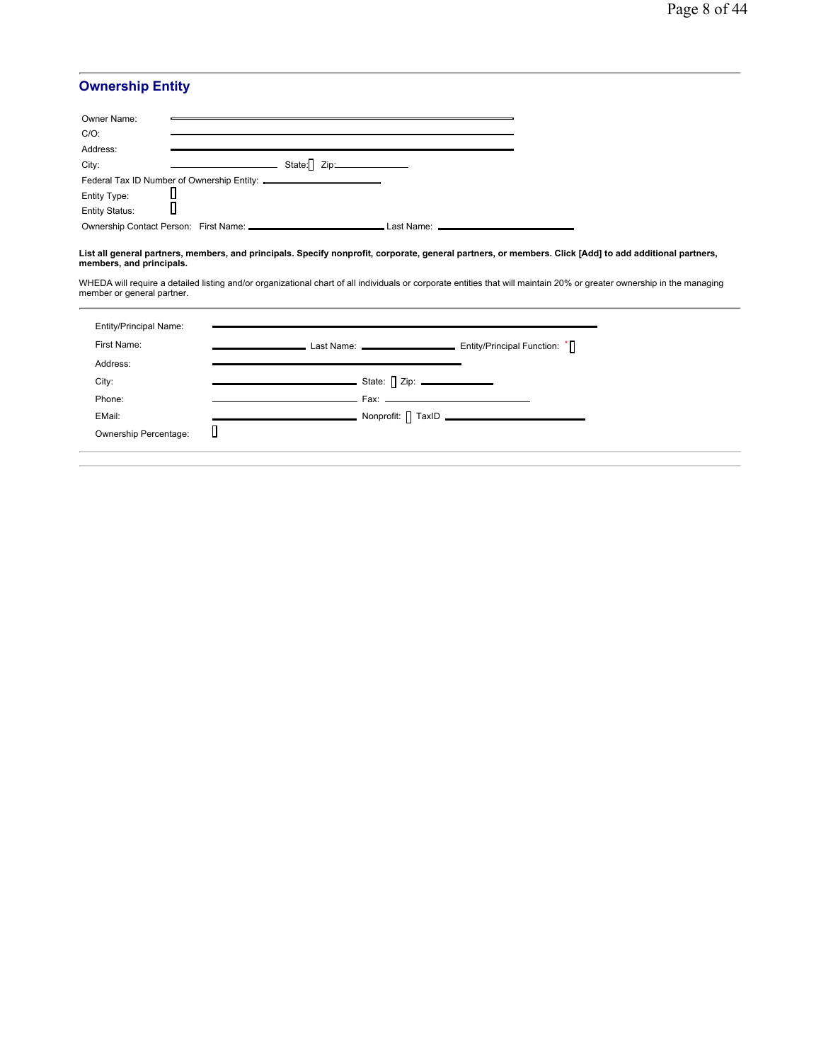## Ownership Entity

Owner Name:

C/O:

Address:

City: State: Zip:

Federal Tax ID Number of Ownership Entity:

Entity Type:

Entity Status:

Ownership Contact Person: First Name: Last Name:

**List all general partners, members, and principals. Specify nonprofit, corporate, general partners, or members. Click [Add] to add additional partners, members, and principals.**

WHEDA will require a detailed listing and/or organizational chart of all individuals or corporate entities that will maintain 20% or greater ownership in the managing member or general partner.

Entity/Principal Name:

First Name: Last Name: Entity/Principal Function: *

Address:

City: State: Zip:

Phone: Fax:

EMail: Nonprofit: TaxID

Ownership Percentage: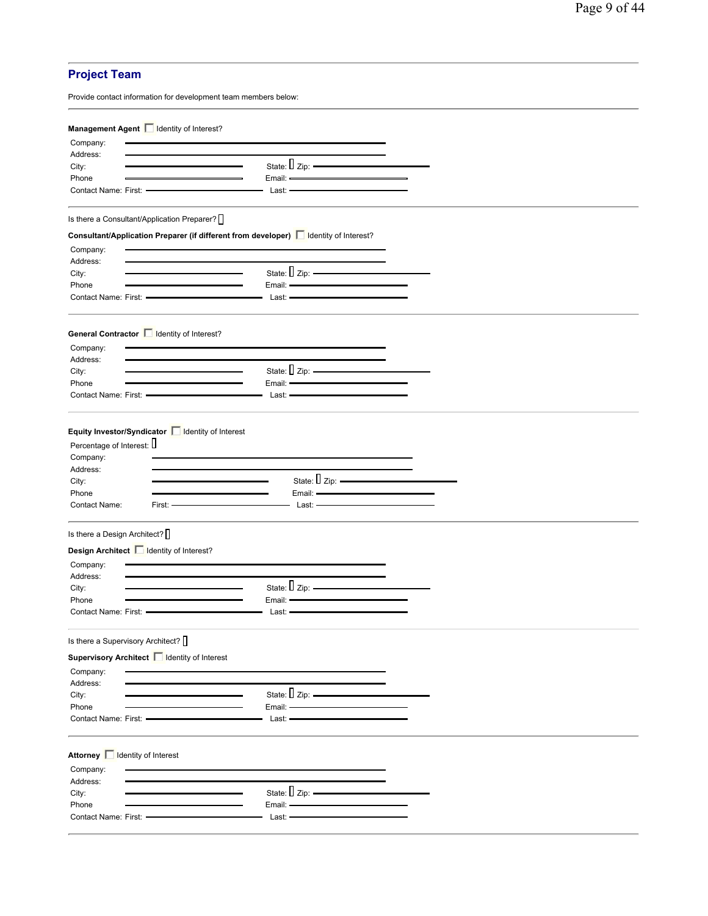## Project Team

Provide contact information for development team members below:

---

**Management Agent** ☐ Identity of Interest?

Company:
Address:
City: State: Zip:
Phone Email:
Contact Name: First: Last:

---

Is there a Consultant/Application Preparer?

**Consultant/Application Preparer (if different from developer)** ☐ Identity of Interest?

Company:
Address:
City: State: Zip:
Phone Email:
Contact Name: First: Last:

---

**General Contractor** ☐ Identity of Interest?

Company:
Address:
City: State: Zip:
Phone Email:
Contact Name: First: Last:

---

**Equity Investor/Syndicator** ☐ Identity of Interest

Percentage of Interest:
Company:
Address:
City: State: Zip:
Phone Email:
Contact Name: First: Last:

---

Is there a Design Architect?

**Design Architect** ☐ Identity of Interest?

Company:
Address:
City: State: Zip:
Phone Email:
Contact Name: First: Last:

---

Is there a Supervisory Architect?

**Supervisory Architect** ☐ Identity of Interest

Company:
Address:
City: State: Zip:
Phone Email:
Contact Name: First: Last:

---

**Attorney** ☐ Identity of Interest

Company:
Address:
City: State: Zip:
Phone Email:
Contact Name: First: Last: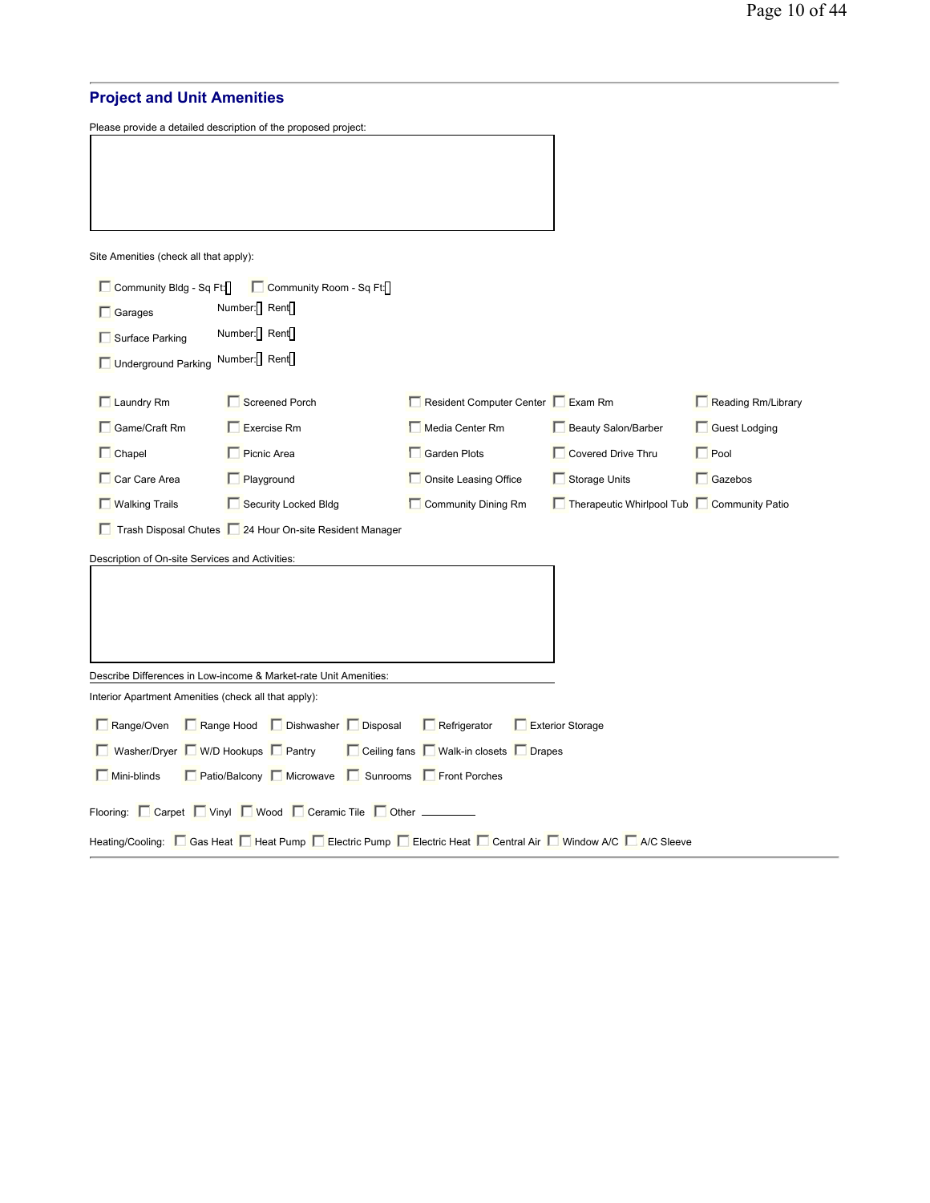## Project and Unit Amenities

Please provide a detailed description of the proposed project:

Site Amenities (check all that apply):

- [ ] Community Bldg - Sq Ft:
- [ ] Community Room - Sq Ft:
- [ ] Garages — Number: Rent:
- [ ] Surface Parking — Number: Rent:
- [ ] Underground Parking — Number: Rent:

| | | | | |
|---|---|---|---|---|
| [ ] Laundry Rm | [ ] Screened Porch | [ ] Resident Computer Center | [ ] Exam Rm | [ ] Reading Rm/Library |
| [ ] Game/Craft Rm | [ ] Exercise Rm | [ ] Media Center Rm | [ ] Beauty Salon/Barber | [ ] Guest Lodging |
| [ ] Chapel | [ ] Picnic Area | [ ] Garden Plots | [ ] Covered Drive Thru | [ ] Pool |
| [ ] Car Care Area | [ ] Playground | [ ] Onsite Leasing Office | [ ] Storage Units | [ ] Gazebos |
| [ ] Walking Trails | [ ] Security Locked Bldg | [ ] Community Dining Rm | [ ] Therapeutic Whirlpool Tub | [ ] Community Patio |
| [ ] Trash Disposal Chutes | [ ] 24 Hour On-site Resident Manager | | | |

Description of On-site Services and Activities:

Describe Differences in Low-income & Market-rate Unit Amenities:

Interior Apartment Amenities (check all that apply):

| | | | | | |
|---|---|---|---|---|---|
| [ ] Range/Oven | [ ] Range Hood | [ ] Dishwasher | [ ] Disposal | [ ] Refrigerator | [ ] Exterior Storage |
| [ ] Washer/Dryer | [ ] W/D Hookups | [ ] Pantry | [ ] Ceiling fans | [ ] Walk-in closets | [ ] Drapes |
| [ ] Mini-blinds | [ ] Patio/Balcony | [ ] Microwave | [ ] Sunrooms | [ ] Front Porches | |

Flooring: [ ] Carpet [ ] Vinyl [ ] Wood [ ] Ceramic Tile [ ] Other ________

Heating/Cooling: [ ] Gas Heat [ ] Heat Pump [ ] Electric Pump [ ] Electric Heat [ ] Central Air [ ] Window A/C [ ] A/C Sleeve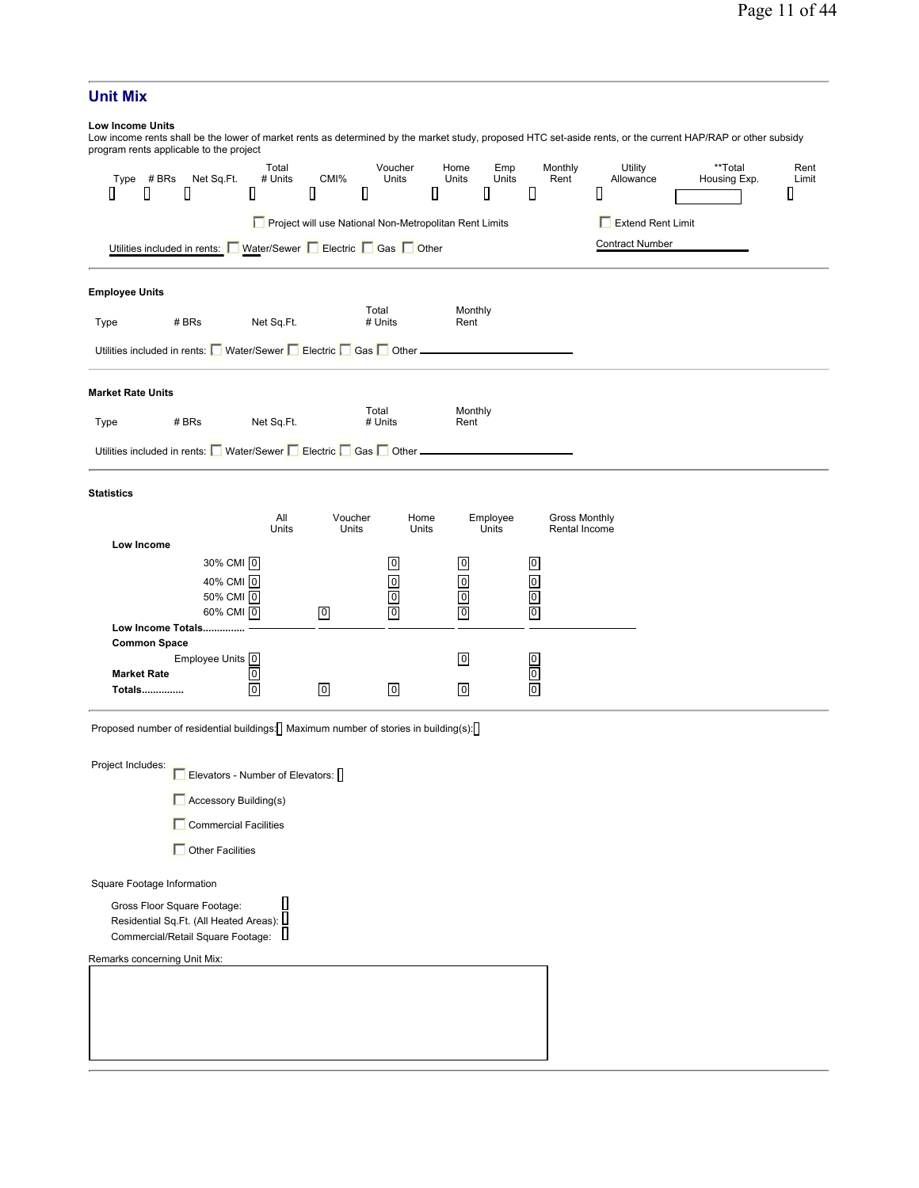## Unit Mix

**Low Income Units**

Low income rents shall be the lower of market rents as determined by the market study, proposed HTC set-aside rents, or the current HAP/RAP or other subsidy program rents applicable to the project

| Type | # BRs | Net Sq.Ft. | Total # Units | CMI% | Voucher Units | Home Units | Emp Units | Monthly Rent | Utility Allowance | **Total Housing Exp. | Rent Limit |
|---|---|---|---|---|---|---|---|---|---|---|---|
| | | | | | | | | | | | |

☐ Project will use National Non-Metropolitan Rent Limits

☐ Extend Rent Limit

Contract Number

Utilities included in rents: ☐ Water/Sewer ☐ Electric ☐ Gas ☐ Other

**Employee Units**

| Type | # BRs | Net Sq.Ft. | Total # Units | Monthly Rent |
|---|---|---|---|---|

Utilities included in rents: ☐ Water/Sewer ☐ Electric ☐ Gas ☐ Other

**Market Rate Units**

| Type | # BRs | Net Sq.Ft. | Total # Units | Monthly Rent |
|---|---|---|---|---|

Utilities included in rents: ☐ Water/Sewer ☐ Electric ☐ Gas ☐ Other

**Statistics**

| | All Units | Voucher Units | Home Units | Employee Units | Gross Monthly Rental Income |
|---|---|---|---|---|---|
| **Low Income** | | | | | |
| 30% CMI | 0 | | 0 | 0 | 0 |
| 40% CMI | 0 | | 0 | 0 | 0 |
| 50% CMI | 0 | | 0 | 0 | 0 |
| 60% CMI | 0 | 0 | 0 | 0 | 0 |
| **Low Income Totals..............** | | | | | |
| **Common Space** | | | | | |
| Employee Units | 0 | | | 0 | 0 |
| **Market Rate** | 0 | | | | 0 |
| **Totals..............** | 0 | 0 | 0 | 0 | 0 |

Proposed number of residential buildings: Maximum number of stories in building(s):

Project Includes:

☐ Elevators - Number of Elevators:

☐ Accessory Building(s)

☐ Commercial Facilities

☐ Other Facilities

Square Footage Information

Gross Floor Square Footage:

Residential Sq.Ft. (All Heated Areas):

Commercial/Retail Square Footage:

Remarks concerning Unit Mix: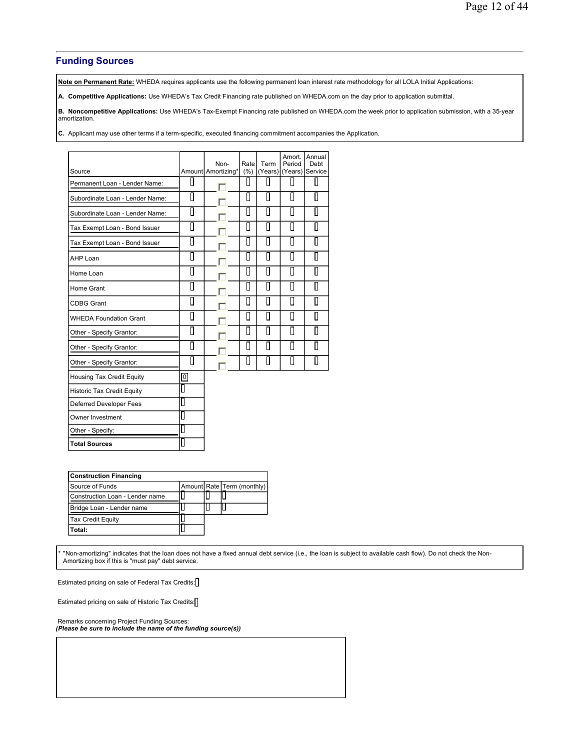## Funding Sources

**Note on Permanent Rate:** WHEDA requires applicants use the following permanent loan interest rate methodology for all LOLA Initial Applications:

**A. Competitive Applications:** Use WHEDA's Tax Credit Financing rate published on WHEDA.com on the day prior to application submittal.

**B. Noncompetitive Applications:** Use WHEDA's Tax-Exempt Financing rate published on WHEDA.com the week prior to application submission, with a 35-year amortization.

**C.** Applicant may use other terms if a term-specific, executed financing commitment accompanies the Application.

| Source | Amount | Non-Amortizing* | Rate (%) | Term (Years) | Amort. Period (Years) | Annual Debt Service |
|---|---|---|---|---|---|---|
| Permanent Loan - Lender Name: | | | | | | |
| Subordinate Loan - Lender Name: | | | | | | |
| Subordinate Loan - Lender Name: | | | | | | |
| Tax Exempt Loan - Bond Issuer | | | | | | |
| Tax Exempt Loan - Bond Issuer | | | | | | |
| AHP Loan | | | | | | |
| Home Loan | | | | | | |
| Home Grant | | | | | | |
| CDBG Grant | | | | | | |
| WHEDA Foundation Grant | | | | | | |
| Other - Specify Grantor: | | | | | | |
| Other - Specify Grantor: | | | | | | |
| Other - Specify Grantor: | | | | | | |
| Housing Tax Credit Equity | 0 | | | | | |
| Historic Tax Credit Equity | | | | | | |
| Deferred Developer Fees | | | | | | |
| Owner Investment | | | | | | |
| Other - Specify: | | | | | | |
| **Total Sources** | | | | | | |

| **Construction Financing** | | | |
|---|---|---|---|
| Source of Funds | Amount | Rate | Term (monthly) |
| Construction Loan - Lender name | | | |
| Bridge Loan - Lender name | | | |
| Tax Credit Equity | | | |
| **Total:** | | | |

* "Non-amortizing" indicates that the loan does not have a fixed annual debt service (i.e., the loan is subject to available cash flow). Do not check the Non-Amortizing box if this is "must pay" debt service.

Estimated pricing on sale of Federal Tax Credits:

Estimated pricing on sale of Historic Tax Credits:

Remarks concerning Project Funding Sources:
***(Please be sure to include the name of the funding source(s))***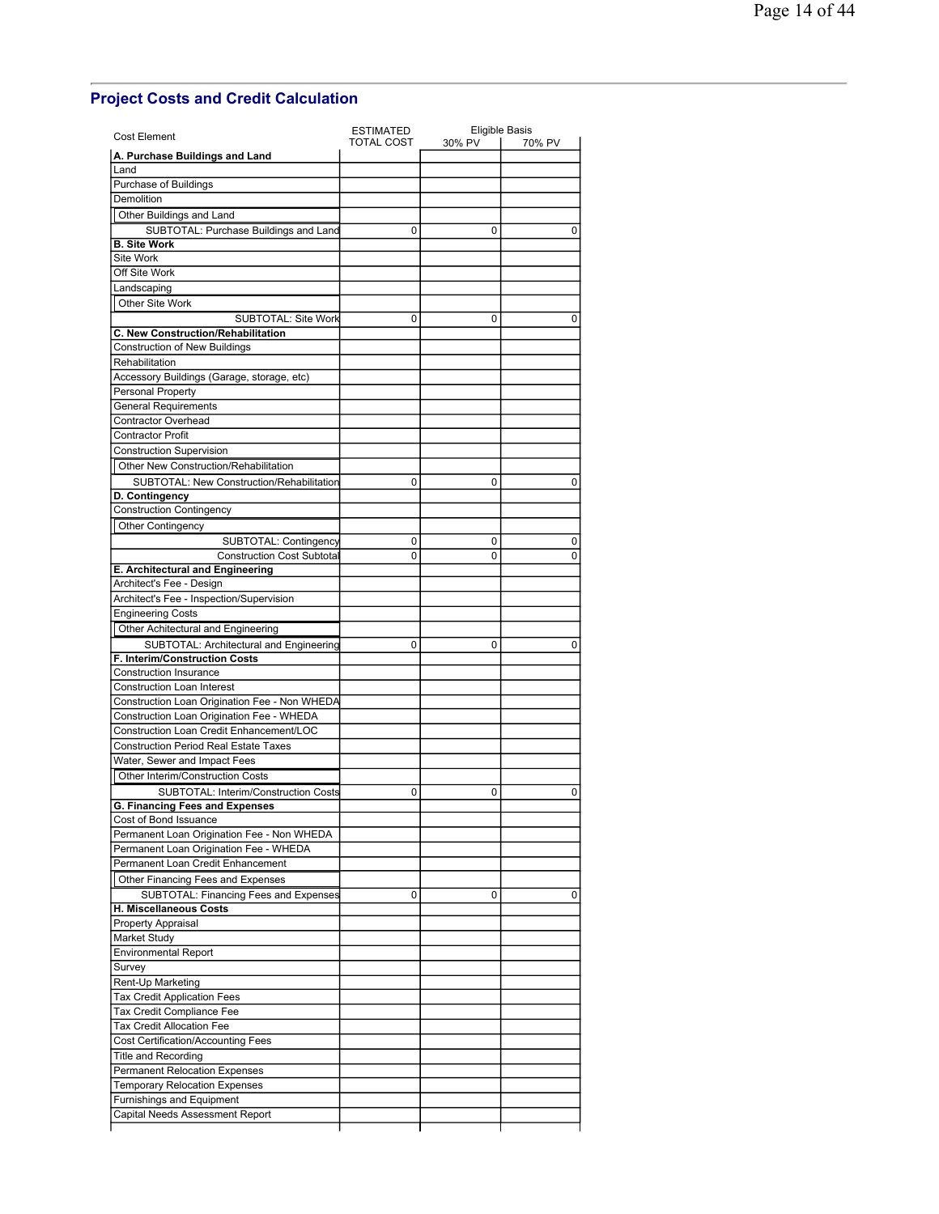## Project Costs and Credit Calculation

| Cost Element | ESTIMATED TOTAL COST | Eligible Basis 30% PV | 70% PV |
|---|---|---|---|
| **A. Purchase Buildings and Land** | | | |
| Land | | | |
| Purchase of Buildings | | | |
| Demolition | | | |
| Other Buildings and Land | | | |
| SUBTOTAL: Purchase Buildings and Land | 0 | 0 | 0 |
| **B. Site Work** | | | |
| Site Work | | | |
| Off Site Work | | | |
| Landscaping | | | |
| Other Site Work | | | |
| SUBTOTAL: Site Work | 0 | 0 | 0 |
| **C. New Construction/Rehabilitation** | | | |
| Construction of New Buildings | | | |
| Rehabilitation | | | |
| Accessory Buildings (Garage, storage, etc) | | | |
| Personal Property | | | |
| General Requirements | | | |
| Contractor Overhead | | | |
| Contractor Profit | | | |
| Construction Supervision | | | |
| Other New Construction/Rehabilitation | | | |
| SUBTOTAL: New Construction/Rehabilitation | 0 | 0 | 0 |
| **D. Contingency** | | | |
| Construction Contingency | | | |
| Other Contingency | | | |
| SUBTOTAL: Contingency | 0 | 0 | 0 |
| Construction Cost Subtotal | 0 | 0 | 0 |
| **E. Architectural and Engineering** | | | |
| Architect's Fee - Design | | | |
| Architect's Fee - Inspection/Supervision | | | |
| Engineering Costs | | | |
| Other Achitectural and Engineering | | | |
| SUBTOTAL: Architectural and Engineering | 0 | 0 | 0 |
| **F. Interim/Construction Costs** | | | |
| Construction Insurance | | | |
| Construction Loan Interest | | | |
| Construction Loan Origination Fee - Non WHEDA | | | |
| Construction Loan Origination Fee - WHEDA | | | |
| Construction Loan Credit Enhancement/LOC | | | |
| Construction Period Real Estate Taxes | | | |
| Water, Sewer and Impact Fees | | | |
| Other Interim/Construction Costs | | | |
| SUBTOTAL: Interim/Construction Costs | 0 | 0 | 0 |
| **G. Financing Fees and Expenses** | | | |
| Cost of Bond Issuance | | | |
| Permanent Loan Origination Fee - Non WHEDA | | | |
| Permanent Loan Origination Fee - WHEDA | | | |
| Permanent Loan Credit Enhancement | | | |
| Other Financing Fees and Expenses | | | |
| SUBTOTAL: Financing Fees and Expenses | 0 | 0 | 0 |
| **H. Miscellaneous Costs** | | | |
| Property Appraisal | | | |
| Market Study | | | |
| Environmental Report | | | |
| Survey | | | |
| Rent-Up Marketing | | | |
| Tax Credit Application Fees | | | |
| Tax Credit Compliance Fee | | | |
| Tax Credit Allocation Fee | | | |
| Cost Certification/Accounting Fees | | | |
| Title and Recording | | | |
| Permanent Relocation Expenses | | | |
| Temporary Relocation Expenses | | | |
| Furnishings and Equipment | | | |
| Capital Needs Assessment Report | | | |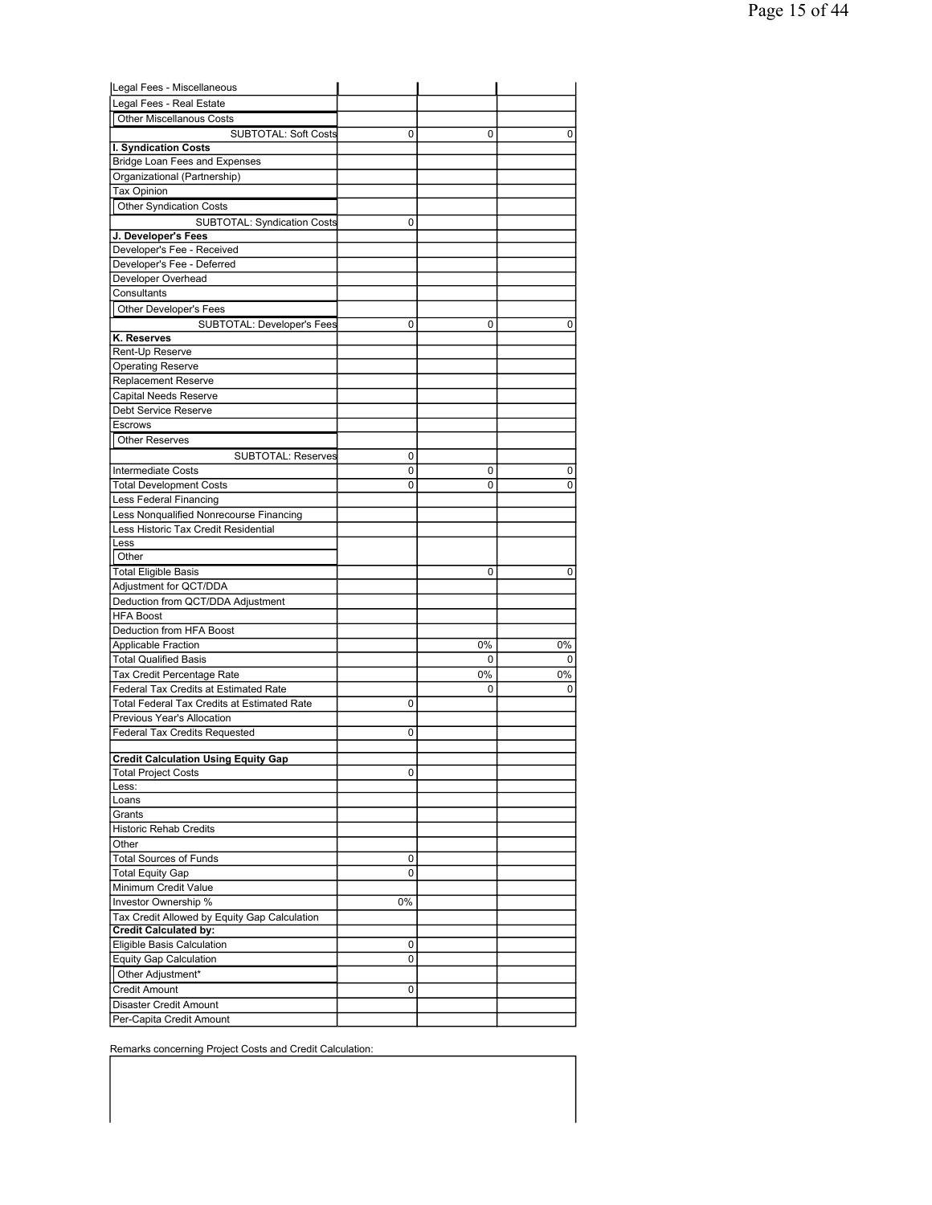| | | | |
|---|---|---|---|
| Legal Fees - Miscellaneous | | | |
| Legal Fees - Real Estate | | | |
| Other Miscellanous Costs | | | |
| SUBTOTAL: Soft Costs | 0 | 0 | 0 |
| **I. Syndication Costs** | | | |
| Bridge Loan Fees and Expenses | | | |
| Organizational (Partnership) | | | |
| Tax Opinion | | | |
| Other Syndication Costs | | | |
| SUBTOTAL: Syndication Costs | 0 | | |
| **J. Developer's Fees** | | | |
| Developer's Fee - Received | | | |
| Developer's Fee - Deferred | | | |
| Developer Overhead | | | |
| Consultants | | | |
| Other Developer's Fees | | | |
| SUBTOTAL: Developer's Fees | 0 | 0 | 0 |
| **K. Reserves** | | | |
| Rent-Up Reserve | | | |
| Operating Reserve | | | |
| Replacement Reserve | | | |
| Capital Needs Reserve | | | |
| Debt Service Reserve | | | |
| Escrows | | | |
| Other Reserves | | | |
| SUBTOTAL: Reserves | 0 | | |
| Intermediate Costs | 0 | 0 | 0 |
| Total Development Costs | 0 | 0 | 0 |
| Less Federal Financing | | | |
| Less Nonqualified Nonrecourse Financing | | | |
| Less Historic Tax Credit Residential | | | |
| Less | | | |
| Other | | | |
| Total Eligible Basis | | 0 | 0 |
| Adjustment for QCT/DDA | | | |
| Deduction from QCT/DDA Adjustment | | | |
| HFA Boost | | | |
| Deduction from HFA Boost | | | |
| Applicable Fraction | | 0% | 0% |
| Total Qualified Basis | | 0 | 0 |
| Tax Credit Percentage Rate | | 0% | 0% |
| Federal Tax Credits at Estimated Rate | | 0 | 0 |
| Total Federal Tax Credits at Estimated Rate | 0 | | |
| Previous Year's Allocation | | | |
| Federal Tax Credits Requested | 0 | | |
| | | | |
| **Credit Calculation Using Equity Gap** | | | |
| Total Project Costs | 0 | | |
| Less: | | | |
| Loans | | | |
| Grants | | | |
| Historic Rehab Credits | | | |
| Other | | | |
| Total Sources of Funds | 0 | | |
| Total Equity Gap | 0 | | |
| Minimum Credit Value | | | |
| Investor Ownership % | 0% | | |
| Tax Credit Allowed by Equity Gap Calculation | | | |
| **Credit Calculated by:** | | | |
| Eligible Basis Calculation | 0 | | |
| Equity Gap Calculation | 0 | | |
| Other Adjustment* | | | |
| Credit Amount | 0 | | |
| Disaster Credit Amount | | | |
| Per-Capita Credit Amount | | | |

Remarks concerning Project Costs and Credit Calculation: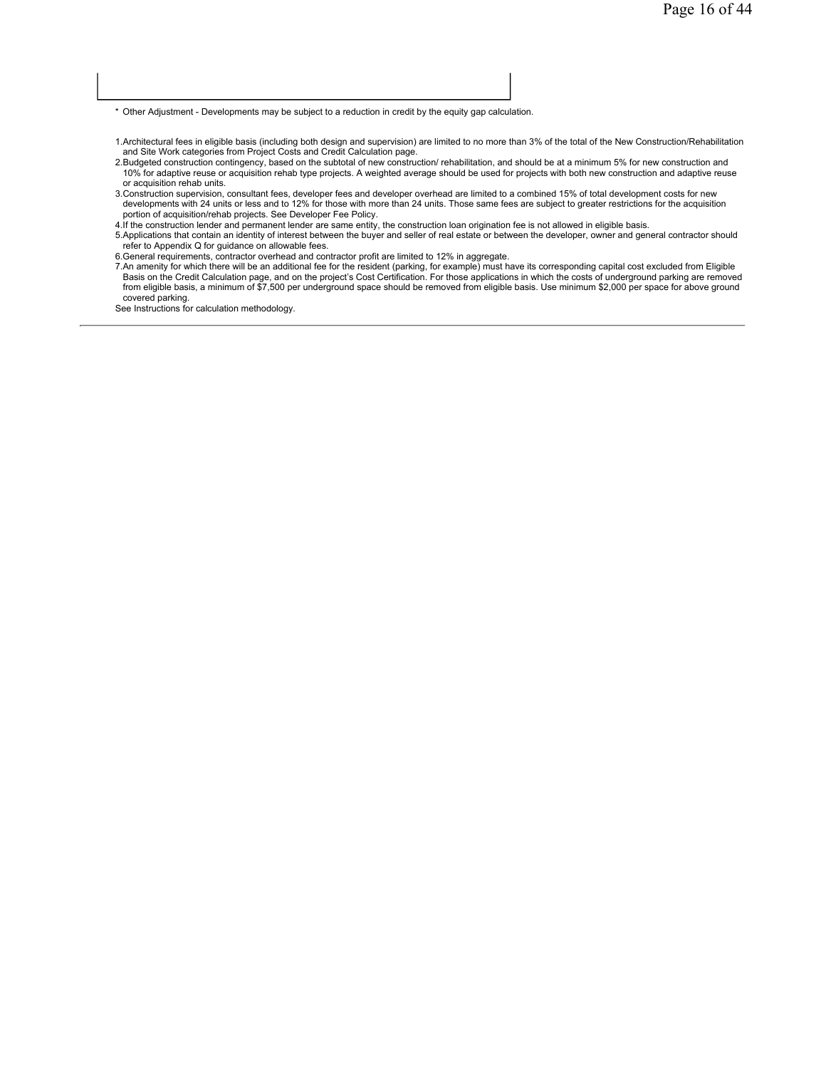\* Other Adjustment - Developments may be subject to a reduction in credit by the equity gap calculation.

1. Architectural fees in eligible basis (including both design and supervision) are limited to no more than 3% of the total of the New Construction/Rehabilitation and Site Work categories from Project Costs and Credit Calculation page.
2. Budgeted construction contingency, based on the subtotal of new construction/ rehabilitation, and should be at a minimum 5% for new construction and 10% for adaptive reuse or acquisition rehab type projects. A weighted average should be used for projects with both new construction and adaptive reuse or acquisition rehab units.
3. Construction supervision, consultant fees, developer fees and developer overhead are limited to a combined 15% of total development costs for new developments with 24 units or less and to 12% for those with more than 24 units. Those same fees are subject to greater restrictions for the acquisition portion of acquisition/rehab projects. See Developer Fee Policy.
4. If the construction lender and permanent lender are same entity, the construction loan origination fee is not allowed in eligible basis.
5. Applications that contain an identity of interest between the buyer and seller of real estate or between the developer, owner and general contractor should refer to Appendix Q for guidance on allowable fees.
6. General requirements, contractor overhead and contractor profit are limited to 12% in aggregate.
7. An amenity for which there will be an additional fee for the resident (parking, for example) must have its corresponding capital cost excluded from Eligible Basis on the Credit Calculation page, and on the project's Cost Certification. For those applications in which the costs of underground parking are removed from eligible basis, a minimum of $7,500 per underground space should be removed from eligible basis. Use minimum $2,000 per space for above ground covered parking.

See Instructions for calculation methodology.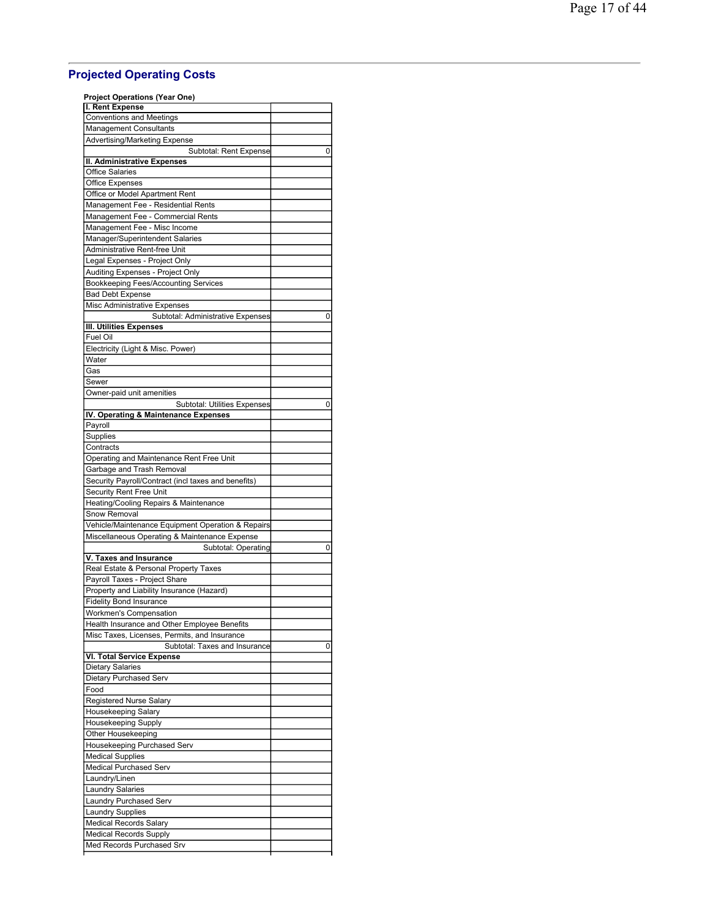## Projected Operating Costs

**Project Operations (Year One)**

| I. Rent Expense | |
|---|---|
| Conventions and Meetings | |
| Management Consultants | |
| Advertising/Marketing Expense | |
| Subtotal: Rent Expense | 0 |
| **II. Administrative Expenses** | |
| Office Salaries | |
| Office Expenses | |
| Office or Model Apartment Rent | |
| Management Fee - Residential Rents | |
| Management Fee - Commercial Rents | |
| Management Fee - Misc Income | |
| Manager/Superintendent Salaries | |
| Administrative Rent-free Unit | |
| Legal Expenses - Project Only | |
| Auditing Expenses - Project Only | |
| Bookkeeping Fees/Accounting Services | |
| Bad Debt Expense | |
| Misc Administrative Expenses | |
| Subtotal: Administrative Expenses | 0 |
| **III. Utilities Expenses** | |
| Fuel Oil | |
| Electricity (Light & Misc. Power) | |
| Water | |
| Gas | |
| Sewer | |
| Owner-paid unit amenities | |
| Subtotal: Utilities Expenses | 0 |
| **IV. Operating & Maintenance Expenses** | |
| Payroll | |
| Supplies | |
| Contracts | |
| Operating and Maintenance Rent Free Unit | |
| Garbage and Trash Removal | |
| Security Payroll/Contract (incl taxes and benefits) | |
| Security Rent Free Unit | |
| Heating/Cooling Repairs & Maintenance | |
| Snow Removal | |
| Vehicle/Maintenance Equipment Operation & Repairs | |
| Miscellaneous Operating & Maintenance Expense | |
| Subtotal: Operating | 0 |
| **V. Taxes and Insurance** | |
| Real Estate & Personal Property Taxes | |
| Payroll Taxes - Project Share | |
| Property and Liability Insurance (Hazard) | |
| Fidelity Bond Insurance | |
| Workmen's Compensation | |
| Health Insurance and Other Employee Benefits | |
| Misc Taxes, Licenses, Permits, and Insurance | |
| Subtotal: Taxes and Insurance | 0 |
| **VI. Total Service Expense** | |
| Dietary Salaries | |
| Dietary Purchased Serv | |
| Food | |
| Registered Nurse Salary | |
| Housekeeping Salary | |
| Housekeeping Supply | |
| Other Housekeeping | |
| Housekeeping Purchased Serv | |
| Medical Supplies | |
| Medical Purchased Serv | |
| Laundry/Linen | |
| Laundry Salaries | |
| Laundry Purchased Serv | |
| Laundry Supplies | |
| Medical Records Salary | |
| Medical Records Supply | |
| Med Records Purchased Srv | |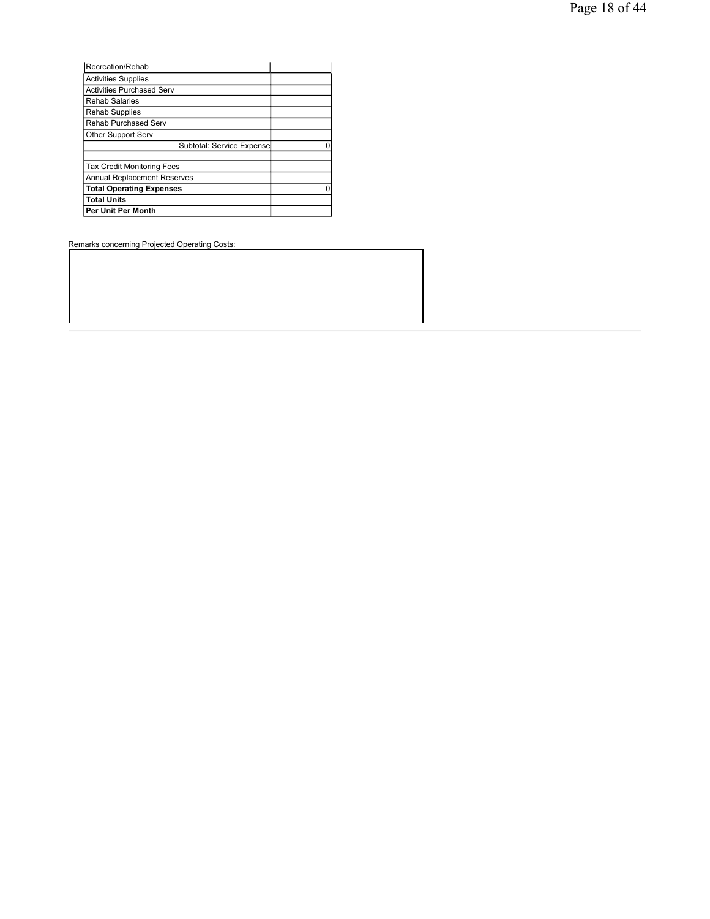| Recreation/Rehab | |
|---|---|
| Activities Supplies | |
| Activities Purchased Serv | |
| Rehab Salaries | |
| Rehab Supplies | |
| Rehab Purchased Serv | |
| Other Support Serv | |
| Subtotal: Service Expense | 0 |
| | |
| Tax Credit Monitoring Fees | |
| Annual Replacement Reserves | |
| **Total Operating Expenses** | 0 |
| **Total Units** | |
| **Per Unit Per Month** | |

Remarks concerning Projected Operating Costs: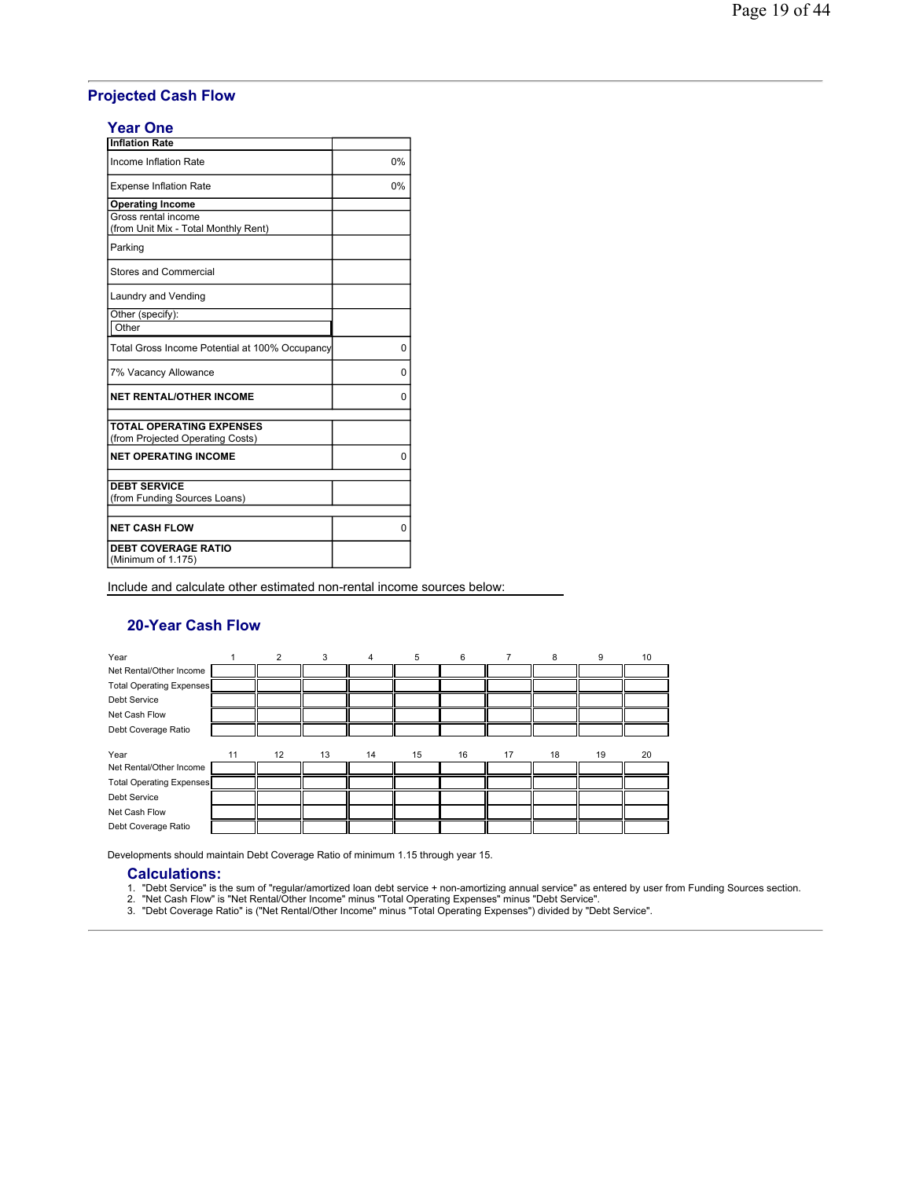## Projected Cash Flow

### Year One

| Inflation Rate | |
|---|---|
| Income Inflation Rate | 0% |
| Expense Inflation Rate | 0% |
| **Operating Income** | |
| Gross rental income (from Unit Mix - Total Monthly Rent) | |
| Parking | |
| Stores and Commercial | |
| Laundry and Vending | |
| Other (specify): Other | |
| Total Gross Income Potential at 100% Occupancy | 0 |
| 7% Vacancy Allowance | 0 |
| **NET RENTAL/OTHER INCOME** | 0 |
| | |
| **TOTAL OPERATING EXPENSES** (from Projected Operating Costs) | |
| **NET OPERATING INCOME** | 0 |
| | |
| **DEBT SERVICE** (from Funding Sources Loans) | |
| | |
| **NET CASH FLOW** | 0 |
| **DEBT COVERAGE RATIO** (Minimum of 1.175) | |

Include and calculate other estimated non-rental income sources below:

### 20-Year Cash Flow

| Year | 1 | 2 | 3 | 4 | 5 | 6 | 7 | 8 | 9 | 10 |
|---|---|---|---|---|---|---|---|---|---|---|
| Net Rental/Other Income | | | | | | | | | | |
| Total Operating Expenses | | | | | | | | | | |
| Debt Service | | | | | | | | | | |
| Net Cash Flow | | | | | | | | | | |
| Debt Coverage Ratio | | | | | | | | | | |

| Year | 11 | 12 | 13 | 14 | 15 | 16 | 17 | 18 | 19 | 20 |
|---|---|---|---|---|---|---|---|---|---|---|
| Net Rental/Other Income | | | | | | | | | | |
| Total Operating Expenses | | | | | | | | | | |
| Debt Service | | | | | | | | | | |
| Net Cash Flow | | | | | | | | | | |
| Debt Coverage Ratio | | | | | | | | | | |

Developments should maintain Debt Coverage Ratio of minimum 1.15 through year 15.

### Calculations:

1. "Debt Service" is the sum of "regular/amortized loan debt service + non-amortizing annual service" as entered by user from Funding Sources section.
2. "Net Cash Flow" is "Net Rental/Other Income" minus "Total Operating Expenses" minus "Debt Service".
3. "Debt Coverage Ratio" is ("Net Rental/Other Income" minus "Total Operating Expenses") divided by "Debt Service".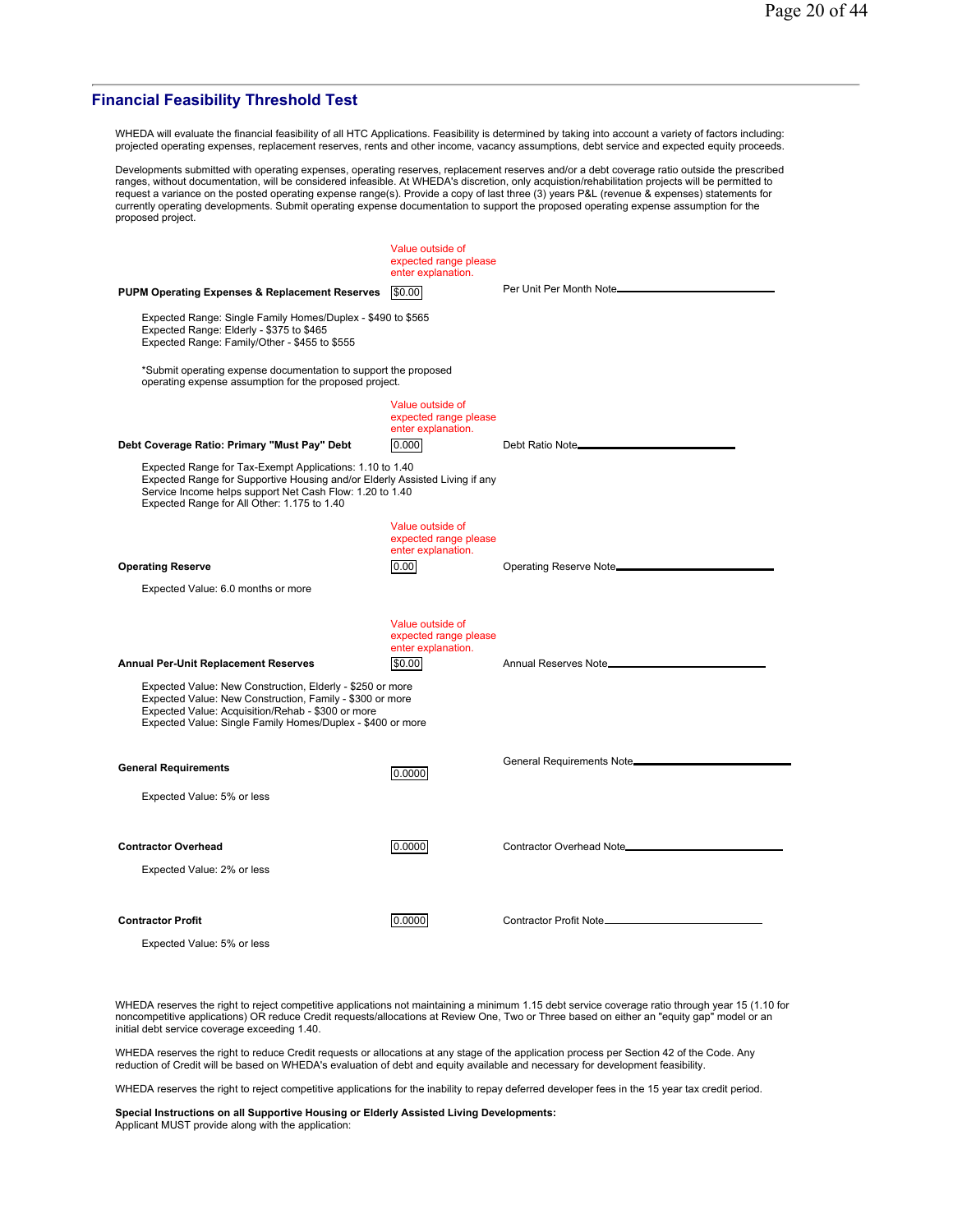## Financial Feasibility Threshold Test

WHEDA will evaluate the financial feasibility of all HTC Applications. Feasibility is determined by taking into account a variety of factors including: projected operating expenses, operating reserves, replacement reserves, rents and other income, vacancy assumptions, debt service and expected equity proceeds.

Developments submitted with operating expenses, operating reserves, replacement reserves and/or a debt coverage ratio outside the prescribed ranges, without documentation, will be considered infeasible. At WHEDA's discretion, only acquistion/rehabilitation projects will be permitted to request a variance on the posted operating expense range(s). Provide a copy of last three (3) years P&L (revenue & expenses) statements for currently operating developments. Submit operating expense documentation to support the proposed operating expense assumption for the proposed project.

Value outside of expected range please enter explanation.

**PUPM Operating Expenses & Replacement Reserves** $0.00 — Per Unit Per Month Note\_\_\_\_\_\_\_\_\_\_\_\_\_\_\_\_

Expected Range: Single Family Homes/Duplex - $490 to $565
Expected Range: Elderly - $375 to $465
Expected Range: Family/Other - $455 to $555

*Submit operating expense documentation to support the proposed operating expense assumption for the proposed project.

Value outside of expected range please enter explanation.

**Debt Coverage Ratio: Primary "Must Pay" Debt** 0.000 — Debt Ratio Note\_\_\_\_\_\_\_\_\_\_\_\_\_\_\_\_

Expected Range for Tax-Exempt Applications: 1.10 to 1.40
Expected Range for Supportive Housing and/or Elderly Assisted Living if any Service Income helps support Net Cash Flow: 1.20 to 1.40
Expected Range for All Other: 1.175 to 1.40

Value outside of expected range please enter explanation.

**Operating Reserve** 0.00 — Operating Reserve Note\_\_\_\_\_\_\_\_\_\_\_\_\_\_\_\_

Expected Value: 6.0 months or more

Value outside of expected range please enter explanation.

**Annual Per-Unit Replacement Reserves** $0.00 — Annual Reserves Note\_\_\_\_\_\_\_\_\_\_\_\_\_\_\_\_

Expected Value: New Construction, Elderly - $250 or more
Expected Value: New Construction, Family - $300 or more
Expected Value: Acquisition/Rehab - $300 or more
Expected Value: Single Family Homes/Duplex - $400 or more

**General Requirements** 0.0000 — General Requirements Note\_\_\_\_\_\_\_\_\_\_\_\_\_\_\_\_

Expected Value: 5% or less

**Contractor Overhead** 0.0000 — Contractor Overhead Note\_\_\_\_\_\_\_\_\_\_\_\_\_\_\_\_

Expected Value: 2% or less

**Contractor Profit** 0.0000 — Contractor Profit Note\_\_\_\_\_\_\_\_\_\_\_\_\_\_\_\_

Expected Value: 5% or less

WHEDA reserves the right to reject competitive applications not maintaining a minimum 1.15 debt service coverage ratio through year 15 (1.10 for noncompetitive applications) OR reduce Credit requests/allocations at Review One, Two or Three based on either an "equity gap" model or an initial debt service coverage exceeding 1.40.

WHEDA reserves the right to reduce Credit requests or allocations at any stage of the application process per Section 42 of the Code. Any reduction of Credit will be based on WHEDA's evaluation of debt and equity available and necessary for development feasibility.

WHEDA reserves the right to reject competitive applications for the inability to repay deferred developer fees in the 15 year tax credit period.

**Special Instructions on all Supportive Housing or Elderly Assisted Living Developments:**
Applicant MUST provide along with the application: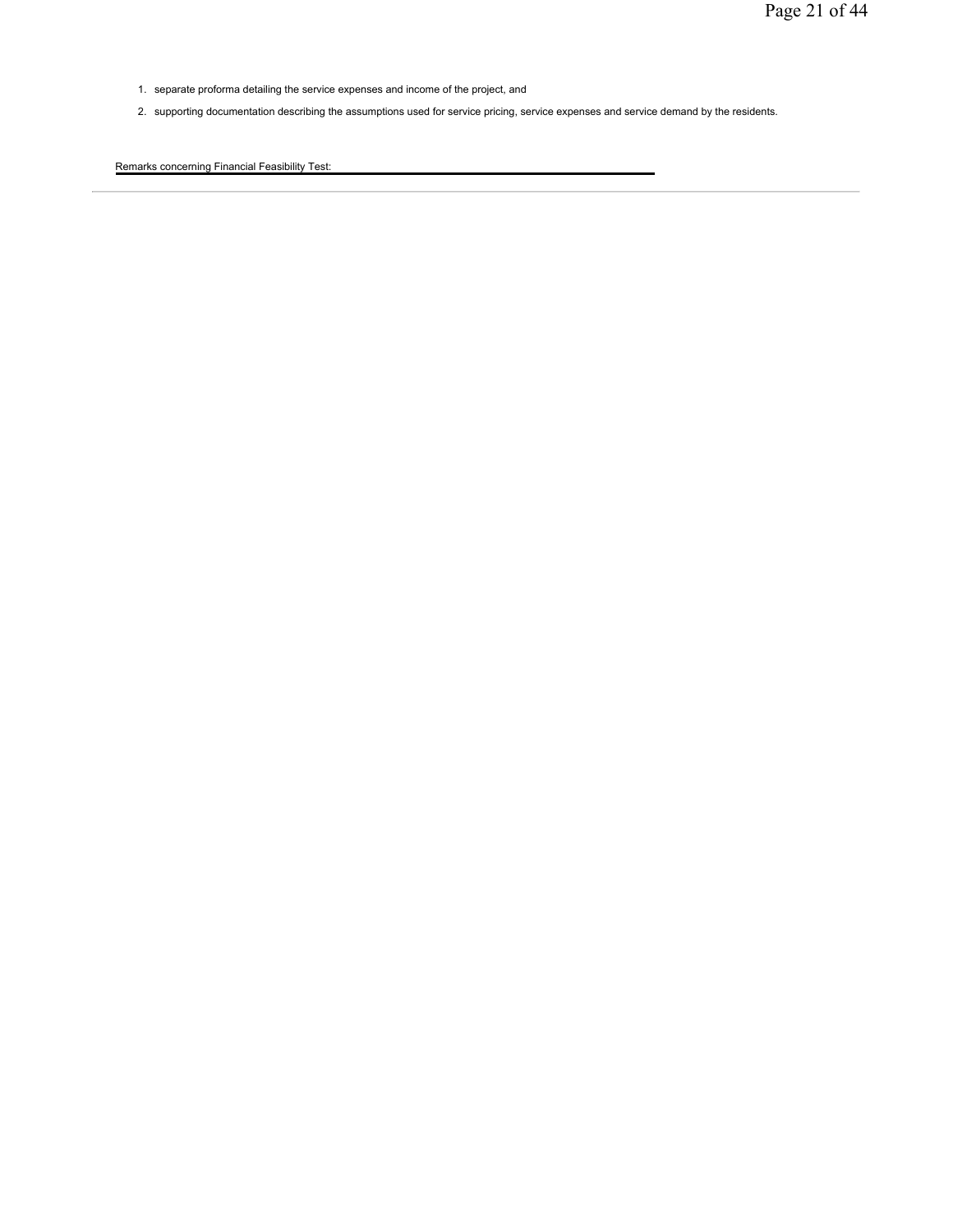1. separate proforma detailing the service expenses and income of the project, and
2. supporting documentation describing the assumptions used for service pricing, service expenses and service demand by the residents.

Remarks concerning Financial Feasibility Test: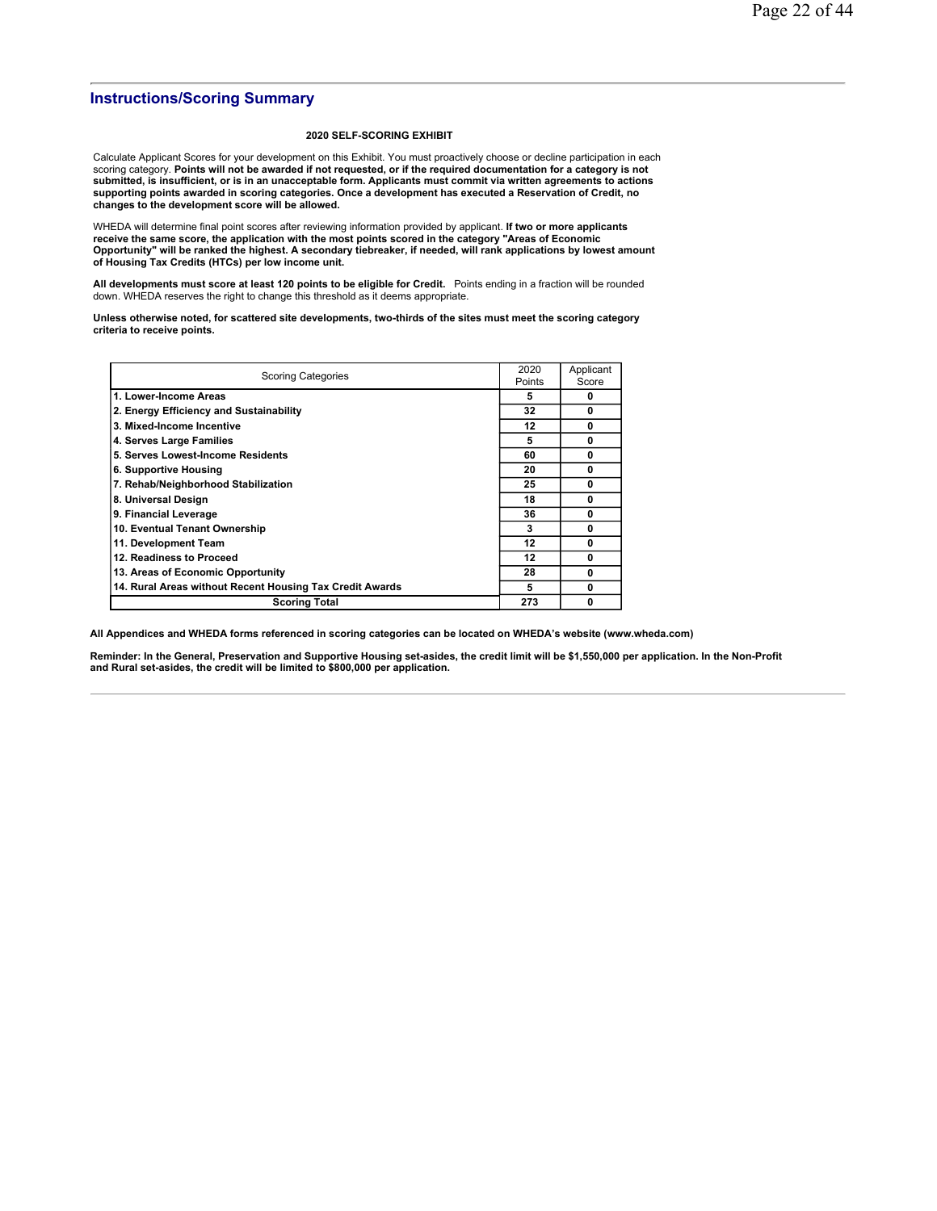## Instructions/Scoring Summary

**2020 SELF-SCORING EXHIBIT**

Calculate Applicant Scores for your development on this Exhibit. You must proactively choose or decline participation in each scoring category. **Points will not be awarded if not requested, or if the required documentation for a category is not submitted, is insufficient, or is in an unacceptable form. Applicants must commit via written agreements to actions supporting points awarded in scoring categories. Once a development has executed a Reservation of Credit, no changes to the development score will be allowed.**

WHEDA will determine final point scores after reviewing information provided by applicant. **If two or more applicants receive the same score, the application with the most points scored in the category "Areas of Economic Opportunity" will be ranked the highest. A secondary tiebreaker, if needed, will rank applications by lowest amount of Housing Tax Credits (HTCs) per low income unit.**

**All developments must score at least 120 points to be eligible for Credit.** Points ending in a fraction will be rounded down. WHEDA reserves the right to change this threshold as it deems appropriate.

**Unless otherwise noted, for scattered site developments, two-thirds of the sites must meet the scoring category criteria to receive points.**

| Scoring Categories | 2020 Points | Applicant Score |
|---|---|---|
| **1. Lower-Income Areas** | **5** | **0** |
| **2. Energy Efficiency and Sustainability** | **32** | **0** |
| **3. Mixed-Income Incentive** | **12** | **0** |
| **4. Serves Large Families** | **5** | **0** |
| **5. Serves Lowest-Income Residents** | **60** | **0** |
| **6. Supportive Housing** | **20** | **0** |
| **7. Rehab/Neighborhood Stabilization** | **25** | **0** |
| **8. Universal Design** | **18** | **0** |
| **9. Financial Leverage** | **36** | **0** |
| **10. Eventual Tenant Ownership** | **3** | **0** |
| **11. Development Team** | **12** | **0** |
| **12. Readiness to Proceed** | **12** | **0** |
| **13. Areas of Economic Opportunity** | **28** | **0** |
| **14. Rural Areas without Recent Housing Tax Credit Awards** | **5** | **0** |
| **Scoring Total** | **273** | **0** |

**All Appendices and WHEDA forms referenced in scoring categories can be located on WHEDA's website (www.wheda.com)**

**Reminder: In the General, Preservation and Supportive Housing set-asides, the credit limit will be $1,550,000 per application. In the Non-Profit and Rural set-asides, the credit will be limited to $800,000 per application.**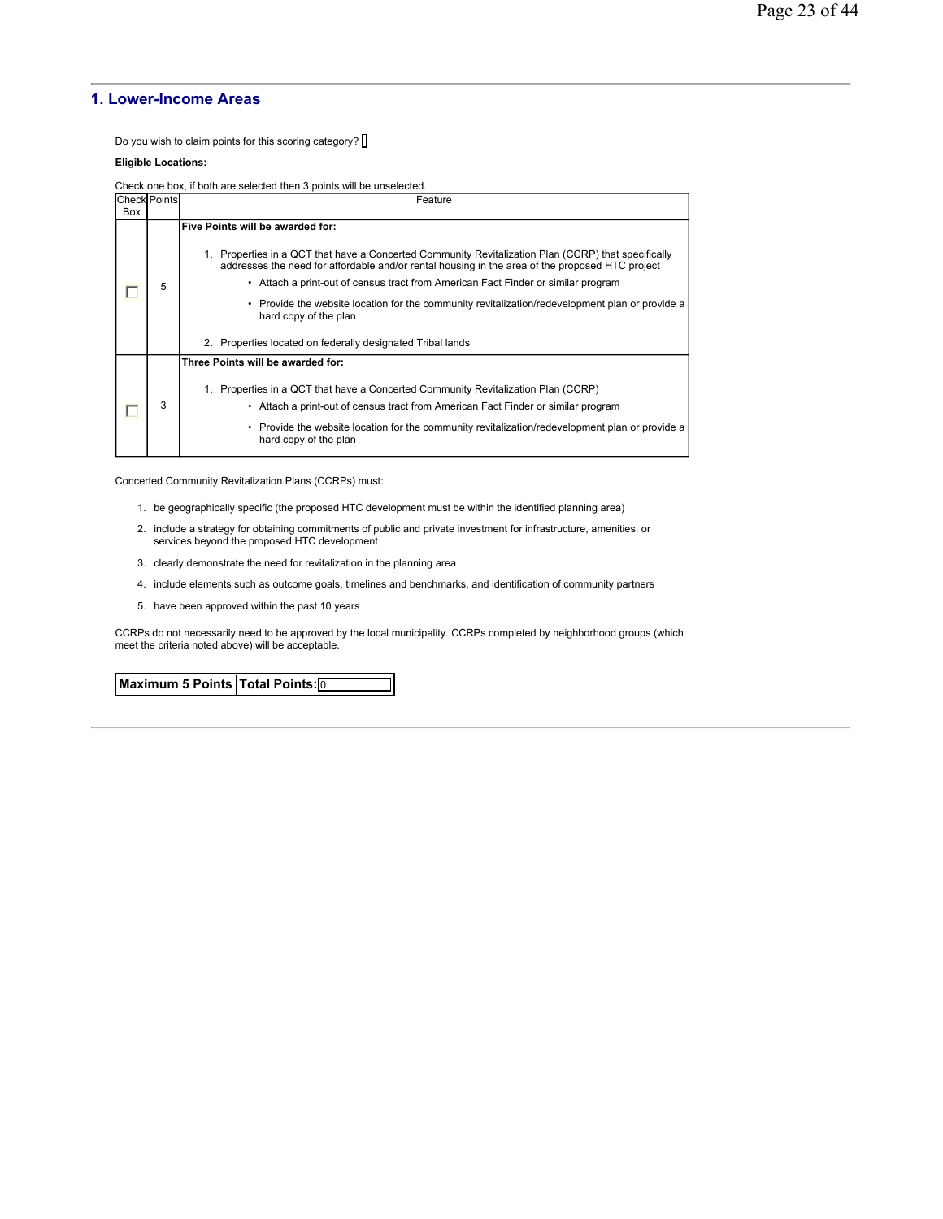## 1. Lower-Income Areas

Do you wish to claim points for this scoring category? ☐

**Eligible Locations:**

Check one box, if both are selected then 3 points will be unselected.

| Check Box | Points | Feature |
|---|---|---|
| ☐ | 5 | **Five Points will be awarded for:**<br><br>1. Properties in a QCT that have a Concerted Community Revitalization Plan (CCRP) that specifically addresses the need for affordable and/or rental housing in the area of the proposed HTC project<br>• Attach a print-out of census tract from American Fact Finder or similar program<br>• Provide the website location for the community revitalization/redevelopment plan or provide a hard copy of the plan<br><br>2. Properties located on federally designated Tribal lands |
| ☐ | 3 | **Three Points will be awarded for:**<br><br>1. Properties in a QCT that have a Concerted Community Revitalization Plan (CCRP)<br>• Attach a print-out of census tract from American Fact Finder or similar program<br>• Provide the website location for the community revitalization/redevelopment plan or provide a hard copy of the plan |

Concerted Community Revitalization Plans (CCRPs) must:

1. be geographically specific (the proposed HTC development must be within the identified planning area)
2. include a strategy for obtaining commitments of public and private investment for infrastructure, amenities, or services beyond the proposed HTC development
3. clearly demonstrate the need for revitalization in the planning area
4. include elements such as outcome goals, timelines and benchmarks, and identification of community partners
5. have been approved within the past 10 years

CCRPs do not necessarily need to be approved by the local municipality. CCRPs completed by neighborhood groups (which meet the criteria noted above) will be acceptable.

| Maximum 5 Points | Total Points: 0 |
|---|---|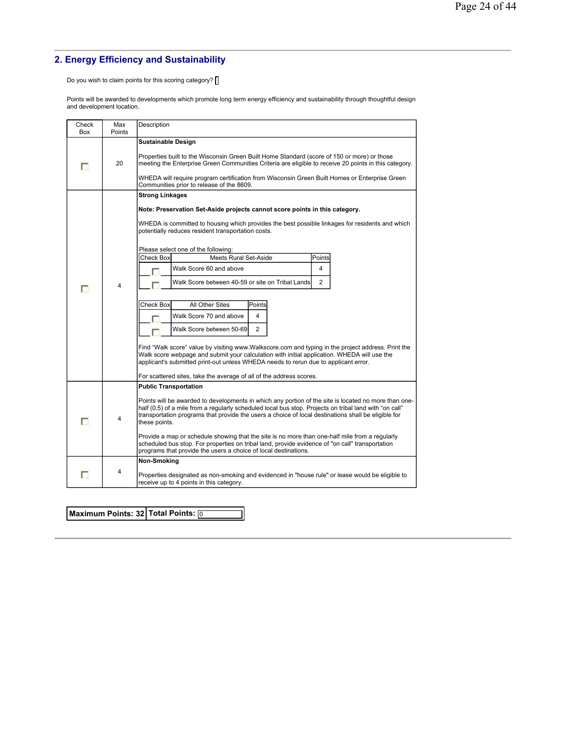## 2. Energy Efficiency and Sustainability

Do you wish to claim points for this scoring category? ☐

Points will be awarded to developments which promote long term energy efficiency and sustainability through thoughtful design and development location.

| Check Box | Max Points | Description |
|---|---|---|
| ☐ | 20 | **Sustainable Design**<br><br>Properties built to the Wisconsin Green Built Home Standard (score of 150 or more) or those meeting the Enterprise Green Communities Criteria are eligible to receive 20 points in this category.<br><br>WHEDA will require program certification from Wisconsin Green Built Homes or Enterprise Green Communities prior to release of the 8609. |
| ☐ | 4 | **Strong Linkages**<br><br>**Note: Preservation Set-Aside projects cannot score points in this category.**<br><br>WHEDA is committed to housing which provides the best possible linkages for residents and which potentially reduces resident transportation costs.<br><br>Please select one of the following:<br><br>Meets Rural Set-Aside:<br>☐ Walk Score 60 and above — 4 Points<br>☐ Walk Score between 40-59 or site on Tribal Lands — 2 Points<br><br>All Other Sites:<br>☐ Walk Score 70 and above — 4 Points<br>☐ Walk Score between 50-69 — 2 Points<br><br>Find "Walk score" value by visiting www.Walkscore.com and typing in the project address. Print the Walk score webpage and submit your calculation with initial application. WHEDA will use the applicant's submitted print-out unless WHEDA needs to rerun due to applicant error.<br><br>For scattered sites, take the average of all of the address scores. |
| ☐ | 4 | **Public Transportation**<br><br>Points will be awarded to developments in which any portion of the site is located no more than one-half (0.5) of a mile from a regularly scheduled local bus stop. Projects on tribal land with "on call" transportation programs that provide the users a choice of local destinations shall be eligible for these points.<br><br>Provide a map or schedule showing that the site is no more than one-half mile from a regularly scheduled bus stop. For properties on tribal land, provide evidence of "on call" transportation programs that provide the users a choice of local destinations. |
| ☐ | 4 | **Non-Smoking**<br><br>Properties designated as non-smoking and evidenced in "house rule" or lease would be eligible to receive up to 4 points in this category. |

| Maximum Points: 32 | Total Points: 0 |
|---|---|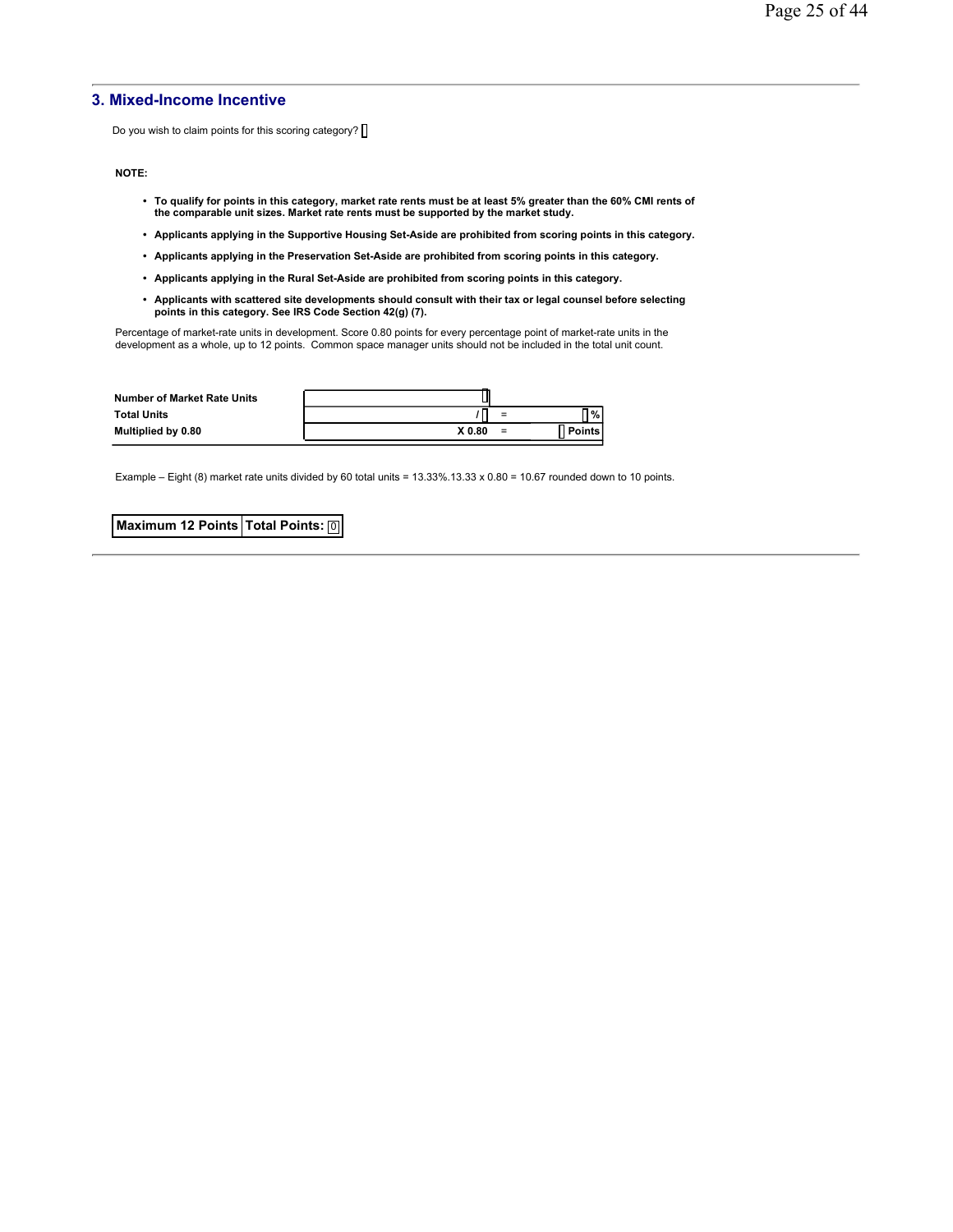## 3. Mixed-Income Incentive

Do you wish to claim points for this scoring category? [ ]

**NOTE:**

- **To qualify for points in this category, market rate rents must be at least 5% greater than the 60% CMI rents of the comparable unit sizes. Market rate rents must be supported by the market study.**
- **Applicants applying in the Supportive Housing Set-Aside are prohibited from scoring points in this category.**
- **Applicants applying in the Preservation Set-Aside are prohibited from scoring points in this category.**
- **Applicants applying in the Rural Set-Aside are prohibited from scoring points in this category.**
- **Applicants with scattered site developments should consult with their tax or legal counsel before selecting points in this category. See IRS Code Section 42(g) (7).**

Percentage of market-rate units in development. Score 0.80 points for every percentage point of market-rate units in the development as a whole, up to 12 points. Common space manager units should not be included in the total unit count.

| | | | |
|---|---|---|---|
| **Number of Market Rate Units** | [ ] | | |
| **Total Units** | / [ ] | = | [ ] % |
| **Multiplied by 0.80** | **X 0.80** | = | [ ] **Points** |

Example – Eight (8) market rate units divided by 60 total units = 13.33%.13.33 x 0.80 = 10.67 rounded down to 10 points.

| **Maximum 12 Points** | **Total Points:** 0 |
|---|---|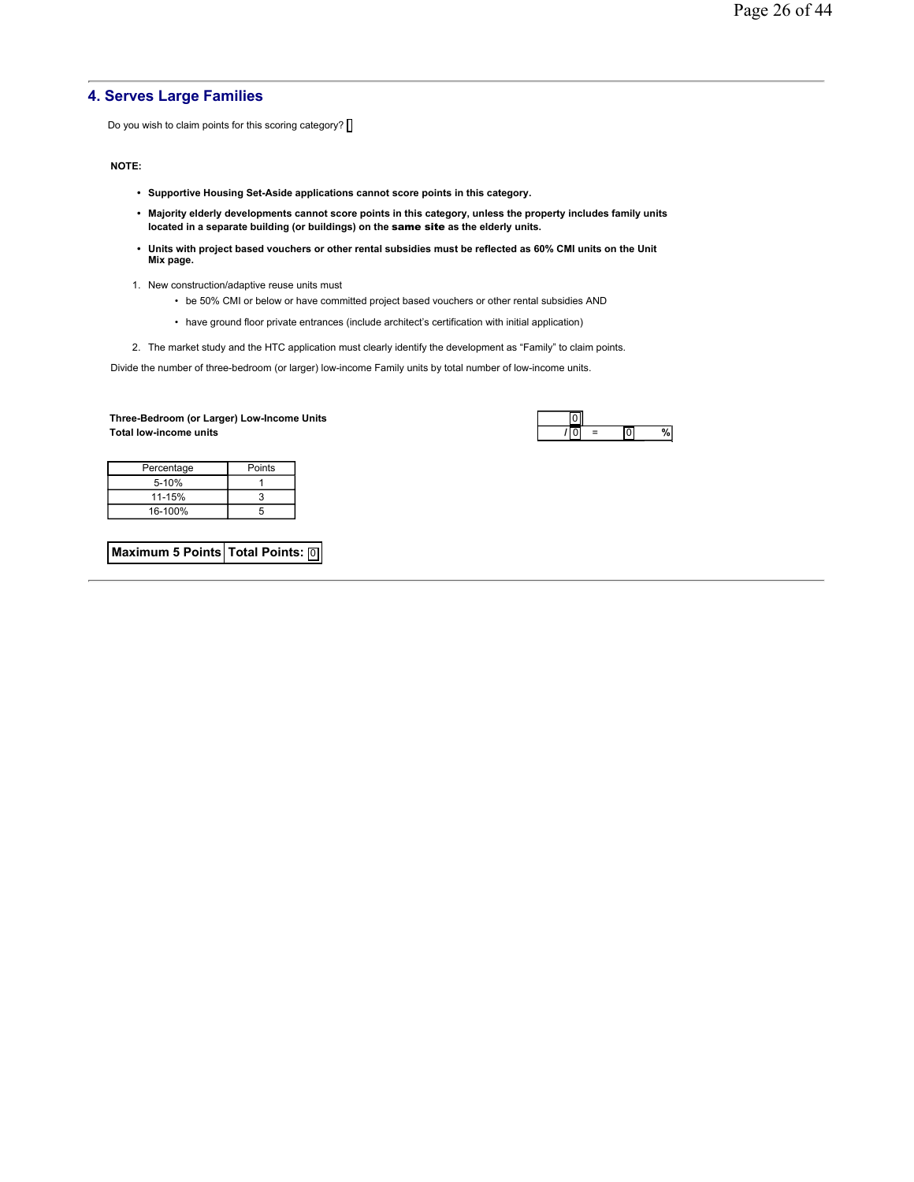## 4. Serves Large Families

Do you wish to claim points for this scoring category? [ ]

**NOTE:**

- **Supportive Housing Set-Aside applications cannot score points in this category.**
- **Majority elderly developments cannot score points in this category, unless the property includes family units located in a separate building (or buildings) on the same site as the elderly units.**
- **Units with project based vouchers or other rental subsidies must be reflected as 60% CMI units on the Unit Mix page.**

1. New construction/adaptive reuse units must
   - be 50% CMI or below or have committed project based vouchers or other rental subsidies AND
   - have ground floor private entrances (include architect's certification with initial application)
2. The market study and the HTC application must clearly identify the development as "Family" to claim points.

Divide the number of three-bedroom (or larger) low-income Family units by total number of low-income units.

**Three-Bedroom (or Larger) Low-Income Units** 0
**Total low-income units** / 0 = 0 %

| Percentage | Points |
|---|---|
| 5-10% | 1 |
| 11-15% | 3 |
| 16-100% | 5 |

| **Maximum 5 Points** | **Total Points:** 0 |
|---|---|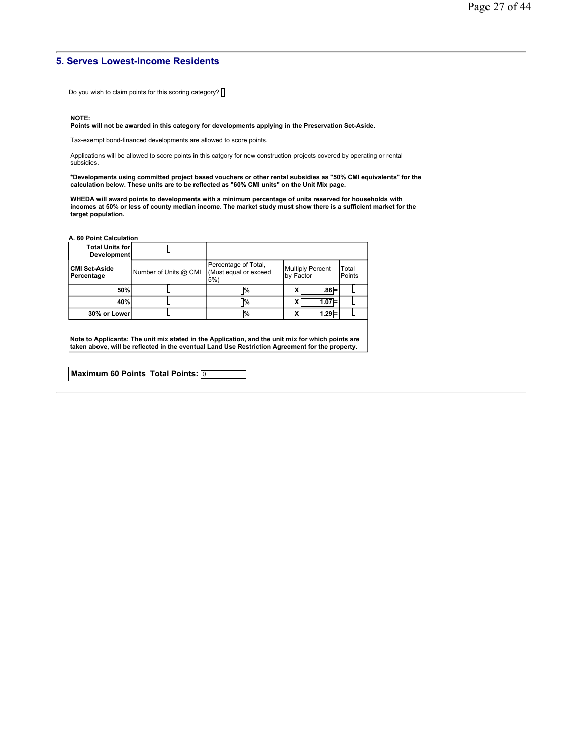## 5. Serves Lowest-Income Residents

Do you wish to claim points for this scoring category?

**NOTE:**
**Points will not be awarded in this category for developments applying in the Preservation Set-Aside.**

Tax-exempt bond-financed developments are allowed to score points.

Applications will be allowed to score points in this catgory for new construction projects covered by operating or rental subsidies.

**\*Developments using committed project based vouchers or other rental subsidies as "50% CMI equivalents" for the calculation below. These units are to be reflected as "60% CMI units" on the Unit Mix page.**

**WHEDA will award points to developments with a minimum percentage of units reserved for households with incomes at 50% or less of county median income. The market study must show there is a sufficient market for the target population.**

**A. 60 Point Calculation**

| **Total Units for Development** | | | | |
|---|---|---|---|---|
| **CMI Set-Aside Percentage** | Number of Units @ CMI | Percentage of Total, (Must equal or exceed 5%) | Multiply Percent by Factor | Total Points |
| **50%** | | % | X .86 = | |
| **40%** | | % | X 1.07 = | |
| **30% or Lower** | | % | X 1.29 = | |

**Note to Applicants: The unit mix stated in the Application, and the unit mix for which points are taken above, will be reflected in the eventual Land Use Restriction Agreement for the property.**

| **Maximum 60 Points** | **Total Points:** 0 |
|---|---|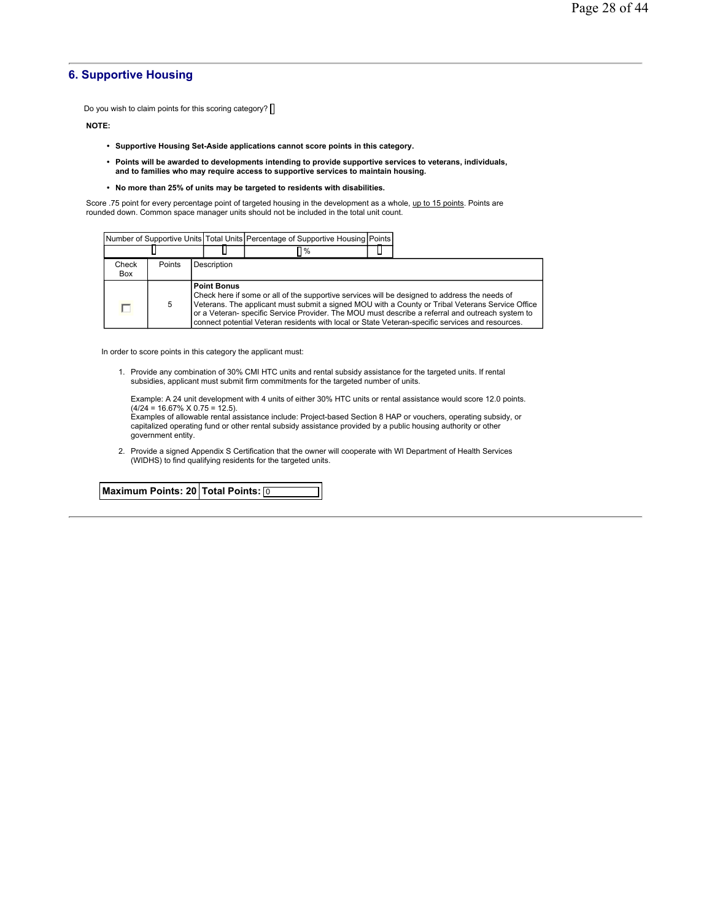## 6. Supportive Housing

Do you wish to claim points for this scoring category? [ ]

**NOTE:**

- **Supportive Housing Set-Aside applications cannot score points in this category.**
- **Points will be awarded to developments intending to provide supportive services to veterans, individuals, and to families who may require access to supportive services to maintain housing.**
- **No more than 25% of units may be targeted to residents with disabilities.**

Score .75 point for every percentage point of targeted housing in the development as a whole, up to 15 points. Points are rounded down. Common space manager units should not be included in the total unit count.

| Number of Supportive Units | Total Units | Percentage of Supportive Housing | Points |
|---|---|---|---|
| | | % | |

| Check Box | Points | Description |
|---|---|---|
| [ ] | 5 | **Point Bonus** Check here if some or all of the supportive services will be designed to address the needs of Veterans. The applicant must submit a signed MOU with a County or Tribal Veterans Service Office or a Veteran- specific Service Provider. The MOU must describe a referral and outreach system to connect potential Veteran residents with local or State Veteran-specific services and resources. |

In order to score points in this category the applicant must:

1. Provide any combination of 30% CMI HTC units and rental subsidy assistance for the targeted units. If rental subsidies, applicant must submit firm commitments for the targeted number of units.

   Example: A 24 unit development with 4 units of either 30% HTC units or rental assistance would score 12.0 points. (4/24 = 16.67% X 0.75 = 12.5).
   Examples of allowable rental assistance include: Project-based Section 8 HAP or vouchers, operating subsidy, or capitalized operating fund or other rental subsidy assistance provided by a public housing authority or other government entity.

2. Provide a signed Appendix S Certification that the owner will cooperate with WI Department of Health Services (WIDHS) to find qualifying residents for the targeted units.

| Maximum Points: 20 | Total Points: 0 |
|---|---|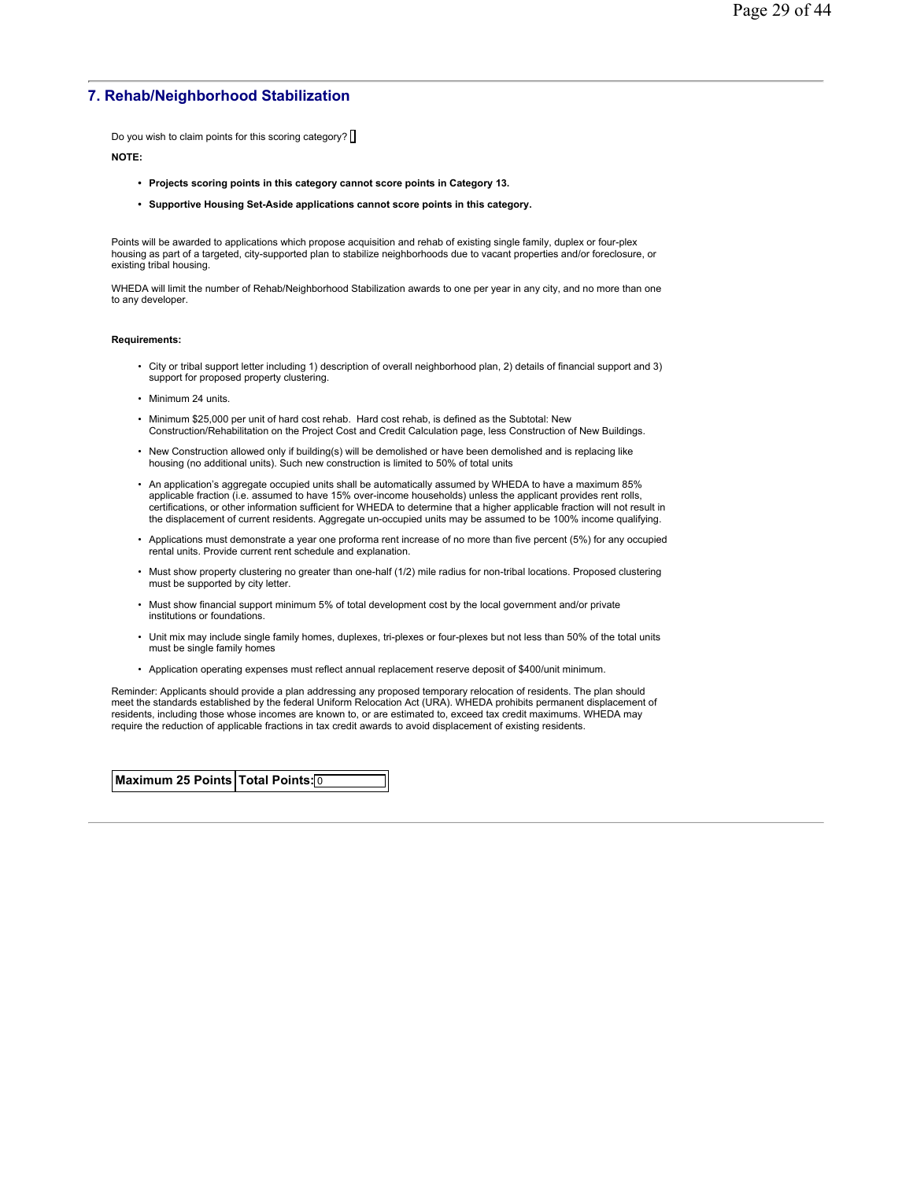## 7. Rehab/Neighborhood Stabilization

Do you wish to claim points for this scoring category? [ ]

**NOTE:**

- **Projects scoring points in this category cannot score points in Category 13.**
- **Supportive Housing Set-Aside applications cannot score points in this category.**

Points will be awarded to applications which propose acquisition and rehab of existing single family, duplex or four-plex housing as part of a targeted, city-supported plan to stabilize neighborhoods due to vacant properties and/or foreclosure, or existing tribal housing.

WHEDA will limit the number of Rehab/Neighborhood Stabilization awards to one per year in any city, and no more than one to any developer.

**Requirements:**

- City or tribal support letter including 1) description of overall neighborhood plan, 2) details of financial support and 3) support for proposed property clustering.
- Minimum 24 units.
- Minimum $25,000 per unit of hard cost rehab. Hard cost rehab, is defined as the Subtotal: New Construction/Rehabilitation on the Project Cost and Credit Calculation page, less Construction of New Buildings.
- New Construction allowed only if building(s) will be demolished or have been demolished and is replacing like housing (no additional units). Such new construction is limited to 50% of total units
- An application's aggregate occupied units shall be automatically assumed by WHEDA to have a maximum 85% applicable fraction (i.e. assumed to have 15% over-income households) unless the applicant provides rent rolls, certifications, or other information sufficient for WHEDA to determine that a higher applicable fraction will not result in the displacement of current residents. Aggregate un-occupied units may be assumed to be 100% income qualifying.
- Applications must demonstrate a year one proforma rent increase of no more than five percent (5%) for any occupied rental units. Provide current rent schedule and explanation.
- Must show property clustering no greater than one-half (1/2) mile radius for non-tribal locations. Proposed clustering must be supported by city letter.
- Must show financial support minimum 5% of total development cost by the local government and/or private institutions or foundations.
- Unit mix may include single family homes, duplexes, tri-plexes or four-plexes but not less than 50% of the total units must be single family homes
- Application operating expenses must reflect annual replacement reserve deposit of $400/unit minimum.

Reminder: Applicants should provide a plan addressing any proposed temporary relocation of residents. The plan should meet the standards established by the federal Uniform Relocation Act (URA). WHEDA prohibits permanent displacement of residents, including those whose incomes are known to, or are estimated to, exceed tax credit maximums. WHEDA may require the reduction of applicable fractions in tax credit awards to avoid displacement of existing residents.

| **Maximum 25 Points** | **Total Points:** 0 |
|---|---|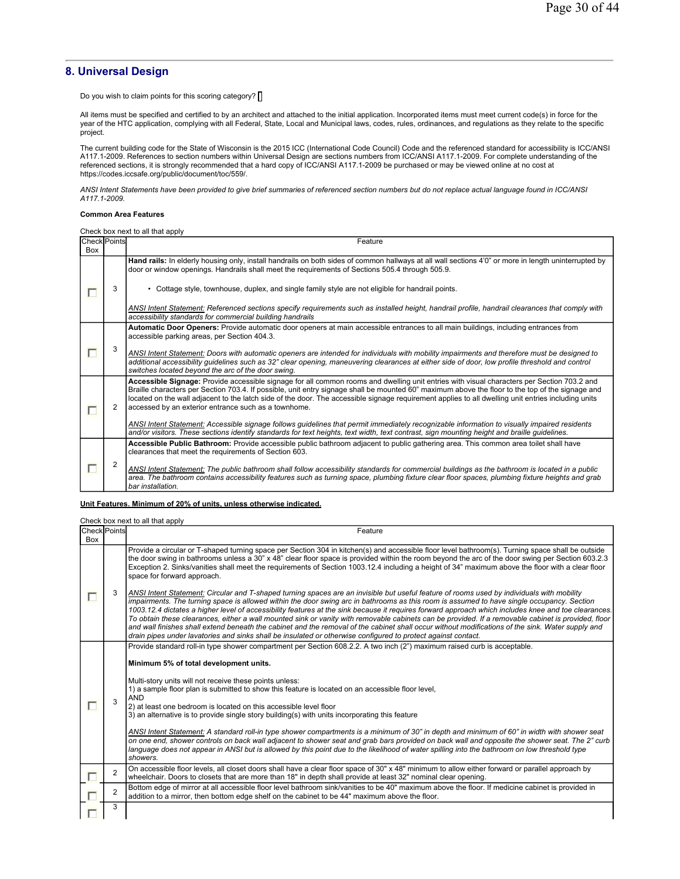## 8. Universal Design

Do you wish to claim points for this scoring category? ☐

All items must be specified and certified to by an architect and attached to the initial application. Incorporated items must meet current code(s) in force for the year of the HTC application, complying with all Federal, State, Local and Municipal laws, codes, rules, ordinances, and regulations as they relate to the specific project.

The current building code for the State of Wisconsin is the 2015 ICC (International Code Council) Code and the referenced standard for accessibility is ICC/ANSI A117.1-2009. References to section numbers within Universal Design are sections numbers from ICC/ANSI A117.1-2009. For complete understanding of the referenced sections, it is strongly recommended that a hard copy of ICC/ANSI A117.1-2009 be purchased or may be viewed online at no cost at https://codes.iccsafe.org/public/document/toc/559/.

*ANSI Intent Statements have been provided to give brief summaries of referenced section numbers but do not replace actual language found in ICC/ANSI A117.1-2009.*

**Common Area Features**

Check box next to all that apply

| Check Box | Points | Feature |
|---|---|---|
| ☐ | 3 | **Hand rails:** In elderly housing only, install handrails on both sides of common hallways at all wall sections 4'0" or more in length uninterrupted by door or window openings. Handrails shall meet the requirements of Sections 505.4 through 505.9.<br><br>• Cottage style, townhouse, duplex, and single family style are not eligible for handrail points.<br><br>*ANSI Intent Statement: Referenced sections specify requirements such as installed height, handrail profile, handrail clearances that comply with accessibility standards for commercial building handrails* |
| ☐ | 3 | **Automatic Door Openers:** Provide automatic door openers at main accessible entrances to all main buildings, including entrances from accessible parking areas, per Section 404.3.<br><br>*ANSI Intent Statement: Doors with automatic openers are intended for individuals with mobility impairments and therefore must be designed to additional accessibility guidelines such as 32" clear opening, maneuvering clearances at either side of door, low profile threshold and control switches located beyond the arc of the door swing.* |
| ☐ | 2 | **Accessible Signage:** Provide accessible signage for all common rooms and dwelling unit entries with visual characters per Section 703.2 and Braille characters per Section 703.4. If possible, unit entry signage shall be mounted 60" maximum above the floor to the top of the signage and located on the wall adjacent to the latch side of the door. The accessible signage requirement applies to all dwelling unit entries including units accessed by an exterior entrance such as a townhome.<br><br>*ANSI Intent Statement: Accessible signage follows guidelines that permit immediately recognizable information to visually impaired residents and/or visitors. These sections identify standards for text heights, text width, text contrast, sign mounting height and braille guidelines.* |
| ☐ | 2 | **Accessible Public Bathroom:** Provide accessible public bathroom adjacent to public gathering area. This common area toilet shall have clearances that meet the requirements of Section 603.<br><br>*ANSI Intent Statement: The public bathroom shall follow accessibility standards for commercial buildings as the bathroom is located in a public area. The bathroom contains accessibility features such as turning space, plumbing fixture clear floor spaces, plumbing fixture heights and grab bar installation.* |

**Unit Features. Minimum of 20% of units, unless otherwise indicated.**

Check box next to all that apply

| Check Box | Points | Feature |
|---|---|---|
| ☐ | 3 | Provide a circular or T-shaped turning space per Section 304 in kitchen(s) and accessible floor level bathroom(s). Turning space shall be outside the door swing in bathrooms unless a 30" x 48" clear floor space is provided within the room beyond the arc of the door swing per Section 603.2.3 Exception 2. Sinks/vanities shall meet the requirements of Section 1003.12.4 including a height of 34" maximum above the floor with a clear floor space for forward approach.<br><br>*ANSI Intent Statement: Circular and T-shaped turning spaces are an invisible but useful feature of rooms used by individuals with mobility impairments. The turning space is allowed within the door swing arc in bathrooms as this room is assumed to have single occupancy. Section 1003.12.4 dictates a higher level of accessibility features at the sink because it requires forward approach which includes knee and toe clearances. To obtain these clearances, either a wall mounted sink or vanity with removable cabinets can be provided. If a removable cabinet is provided, floor and wall finishes shall extend beneath the cabinet and the removal of the cabinet shall occur without modifications of the sink. Water supply and drain pipes under lavatories and sinks shall be insulated or otherwise configured to protect against contact.* |
| ☐ | 3 | Provide standard roll-in type shower compartment per Section 608.2.2. A two inch (2") maximum raised curb is acceptable.<br><br>**Minimum 5% of total development units.**<br><br>Multi-story units will not receive these points unless:<br>1) a sample floor plan is submitted to show this feature is located on an accessible floor level,<br>AND<br>2) at least one bedroom is located on this accessible level floor<br>3) an alternative is to provide single story building(s) with units incorporating this feature<br><br>*ANSI Intent Statement: A standard roll-in-type shower compartments is a minimum of 30" in depth and minimum of 60" in width with shower seat on one end, shower controls on back wall adjacent to shower seat and grab bars provided on back wall and opposite the shower seat. The 2" curb language does not appear in ANSI but is allowed by this point due to the likelihood of water spilling into the bathroom on low threshold type showers.* |
| ☐ | 2 | On accessible floor levels, all closet doors shall have a clear floor space of 30" x 48" minimum to allow either forward or parallel approach by wheelchair. Doors to closets that are more than 18" in depth shall provide at least 32" nominal clear opening. |
| ☐ | 2 | Bottom edge of mirror at all accessible floor level bathroom sink/vanities to be 40" maximum above the floor. If medicine cabinet is provided in addition to a mirror, then bottom edge shelf on the cabinet to be 44" maximum above the floor. |
| ☐ | 3 | |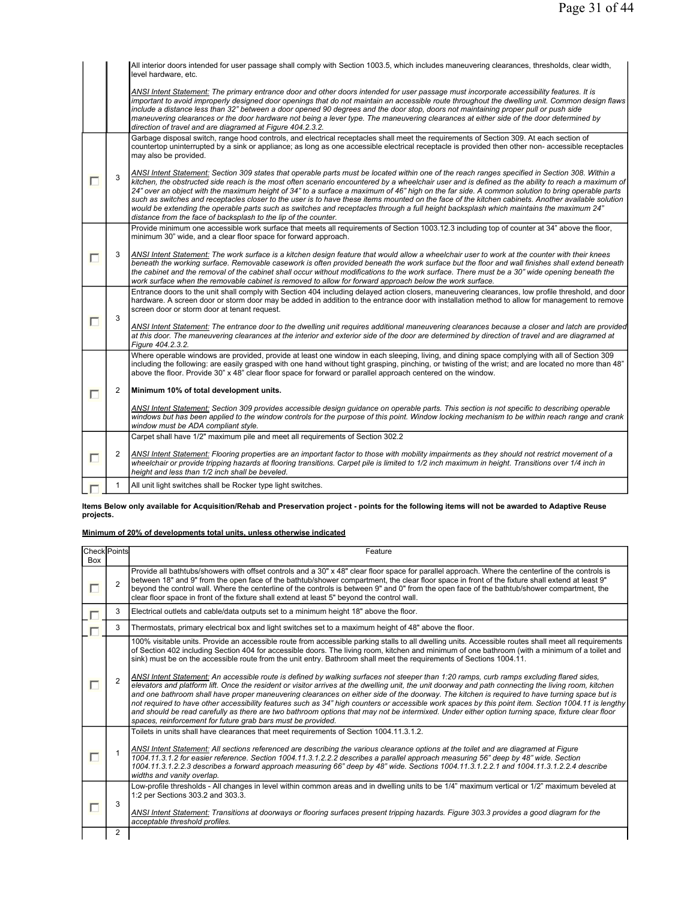| | | |
|---|---|---|
| | | All interior doors intended for user passage shall comply with Section 1003.5, which includes maneuvering clearances, thresholds, clear width, level hardware, etc.<br><br>*<u>ANSI Intent Statement:</u> The primary entrance door and other doors intended for user passage must incorporate accessibility features. It is important to avoid improperly designed door openings that do not maintain an accessible route throughout the dwelling unit. Common design flaws include a distance less than 32" between a door opened 90 degrees and the door stop, doors not maintaining proper pull or push side maneuvering clearances or the door hardware not being a lever type. The maneuvering clearances at either side of the door determined by direction of travel and are diagramed at Figure 404.2.3.2.* |
| ☐ | 3 | Garbage disposal switch, range hood controls, and electrical receptacles shall meet the requirements of Section 309. At each section of countertop uninterrupted by a sink or appliance; as long as one accessible electrical receptacle is provided then other non- accessible receptacles may also be provided.<br><br>*<u>ANSI Intent Statement:</u> Section 309 states that operable parts must be located within one of the reach ranges specified in Section 308. Within a kitchen, the obstructed side reach is the most often scenario encountered by a wheelchair user and is defined as the ability to reach a maximum of 24" over an object with the maximum height of 34" to a surface a maximum of 46" high on the far side. A common solution to bring operable parts such as switches and receptacles closer to the user is to have these items mounted on the face of the kitchen cabinets. Another available solution would be extending the operable parts such as switches and receptacles through a full height backsplash which maintains the maximum 24" distance from the face of backsplash to the lip of the counter.* |
| ☐ | 3 | Provide minimum one accessible work surface that meets all requirements of Section 1003.12.3 including top of counter at 34" above the floor, minimum 30" wide, and a clear floor space for forward approach.<br><br>*<u>ANSI Intent Statement:</u> The work surface is a kitchen design feature that would allow a wheelchair user to work at the counter with their knees beneath the working surface. Removable casework is often provided beneath the work surface but the floor and wall finishes shall extend beneath the cabinet and the removal of the cabinet shall occur without modifications to the work surface. There must be a 30" wide opening beneath the work surface when the removable cabinet is removed to allow for forward approach below the work surface.* |
| ☐ | 3 | Entrance doors to the unit shall comply with Section 404 including delayed action closers, maneuvering clearances, low profile threshold, and door hardware. A screen door or storm door may be added in addition to the entrance door with installation method to allow for management to remove screen door or storm door at tenant request.<br><br>*<u>ANSI Intent Statement:</u> The entrance door to the dwelling unit requires additional maneuvering clearances because a closer and latch are provided at this door. The maneuvering clearances at the interior and exterior side of the door are determined by direction of travel and are diagramed at Figure 404.2.3.2.* |
| ☐ | 2 | Where operable windows are provided, provide at least one window in each sleeping, living, and dining space complying with all of Section 309 including the following: are easily grasped with one hand without tight grasping, pinching, or twisting of the wrist; and are located no more than 48" above the floor. Provide 30" x 48" clear floor space for forward or parallel approach centered on the window.<br><br>**Minimum 10% of total development units.**<br><br>*<u>ANSI Intent Statement:</u> Section 309 provides accessible design guidance on operable parts. This section is not specific to describing operable windows but has been applied to the window controls for the purpose of this point. Window locking mechanism to be within reach range and crank window must be ADA compliant style.* |
| ☐ | 2 | Carpet shall have 1/2" maximum pile and meet all requirements of Section 302.2<br><br>*<u>ANSI Intent Statement:</u> Flooring properties are an important factor to those with mobility impairments as they should not restrict movement of a wheelchair or provide tripping hazards at flooring transitions. Carpet pile is limited to 1/2 inch maximum in height. Transitions over 1/4 inch in height and less than 1/2 inch shall be beveled.* |
| ☐ | 1 | All unit light switches shall be Rocker type light switches. |

**Items Below only available for Acquisition/Rehab and Preservation project - points for the following items will not be awarded to Adaptive Reuse projects.**

**<u>Minimum of 20% of developments total units, unless otherwise indicated</u>**

| Check Box | Points | Feature |
|---|---|---|
| ☐ | 2 | Provide all bathtubs/showers with offset controls and a 30" x 48" clear floor space for parallel approach. Where the centerline of the controls is between 18" and 9" from the open face of the bathtub/shower compartment, the clear floor space in front of the fixture shall extend at least 9" beyond the control wall. Where the centerline of the controls is between 9" and 0" from the open face of the bathtub/shower compartment, the clear floor space in front of the fixture shall extend at least 5" beyond the control wall. |
| ☐ | 3 | Electrical outlets and cable/data outputs set to a minimum height 18" above the floor. |
| ☐ | 3 | Thermostats, primary electrical box and light switches set to a maximum height of 48" above the floor. |
| ☐ | 2 | 100% visitable units. Provide an accessible route from accessible parking stalls to all dwelling units. Accessible routes shall meet all requirements of Section 402 including Section 404 for accessible doors. The living room, kitchen and minimum of one bathroom (with a minimum of a toilet and sink) must be on the accessible route from the unit entry. Bathroom shall meet the requirements of Sections 1004.11.<br><br>*<u>ANSI Intent Statement:</u> An accessible route is defined by walking surfaces not steeper than 1:20 ramps, curb ramps excluding flared sides, elevators and platform lift. Once the resident or visitor arrives at the dwelling unit, the unit doorway and path connecting the living room, kitchen and one bathroom shall have proper maneuvering clearances on either side of the doorway. The kitchen is required to have turning space but is not required to have other accessibility features such as 34" high counters or accessible work spaces by this point item. Section 1004.11 is lengthy and should be read carefully as there are two bathroom options that may not be intermixed. Under either option turning space, fixture clear floor spaces, reinforcement for future grab bars must be provided.* |
| ☐ | 1 | Toilets in units shall have clearances that meet requirements of Section 1004.11.3.1.2.<br><br>*<u>ANSI Intent Statement:</u> All sections referenced are describing the various clearance options at the toilet and are diagramed at Figure 1004.11.3.1.2 for easier reference. Section 1004.11.3.1.2.2.2 describes a parallel approach measuring 56" deep by 48" wide. Section 1004.11.3.1.2.2.3 describes a forward approach measuring 66" deep by 48" wide. Sections 1004.11.3.1.2.2.1 and 1004.11.3.1.2.2.4 describe widths and vanity overlap.* |
| ☐ | 3 | Low-profile thresholds - All changes in level within common areas and in dwelling units to be 1/4" maximum vertical or 1/2" maximum beveled at 1:2 per Sections 303.2 and 303.3.<br><br>*<u>ANSI Intent Statement:</u> Transitions at doorways or flooring surfaces present tripping hazards. Figure 303.3 provides a good diagram for the acceptable threshold profiles.* |
| | 2 | |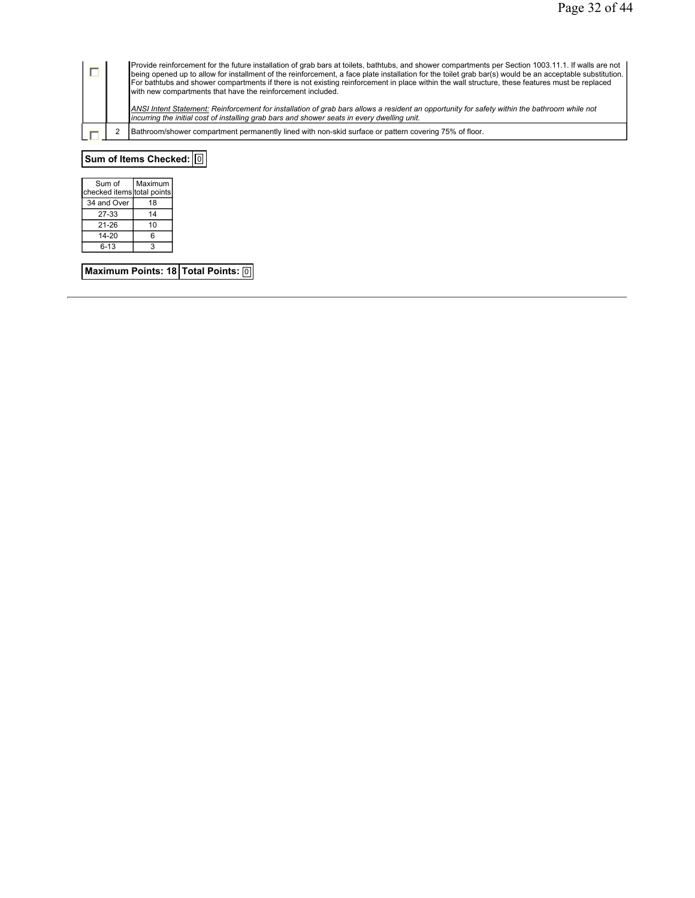| ☐ | | Provide reinforcement for the future installation of grab bars at toilets, bathtubs, and shower compartments per Section 1003.11.1. If walls are not being opened up to allow for installment of the reinforcement, a face plate installation for the toilet grab bar(s) would be an acceptable substitution. For bathtubs and shower compartments if there is not existing reinforcement in place within the wall structure, these features must be replaced with new compartments that have the reinforcement included.<br><br>*ANSI Intent Statement: Reinforcement for installation of grab bars allows a resident an opportunity for safety within the bathroom while not incurring the initial cost of installing grab bars and shower seats in every dwelling unit.* |
|---|---|---|
| ☐ | 2 | Bathroom/shower compartment permanently lined with non-skid surface or pattern covering 75% of floor. |

**Sum of Items Checked:** 0

| Sum of checked items | Maximum total points |
|---|---|
| 34 and Over | 18 |
| 27-33 | 14 |
| 21-26 | 10 |
| 14-20 | 6 |
| 6-13 | 3 |

| **Maximum Points: 18** | **Total Points:** 0 |
|---|---|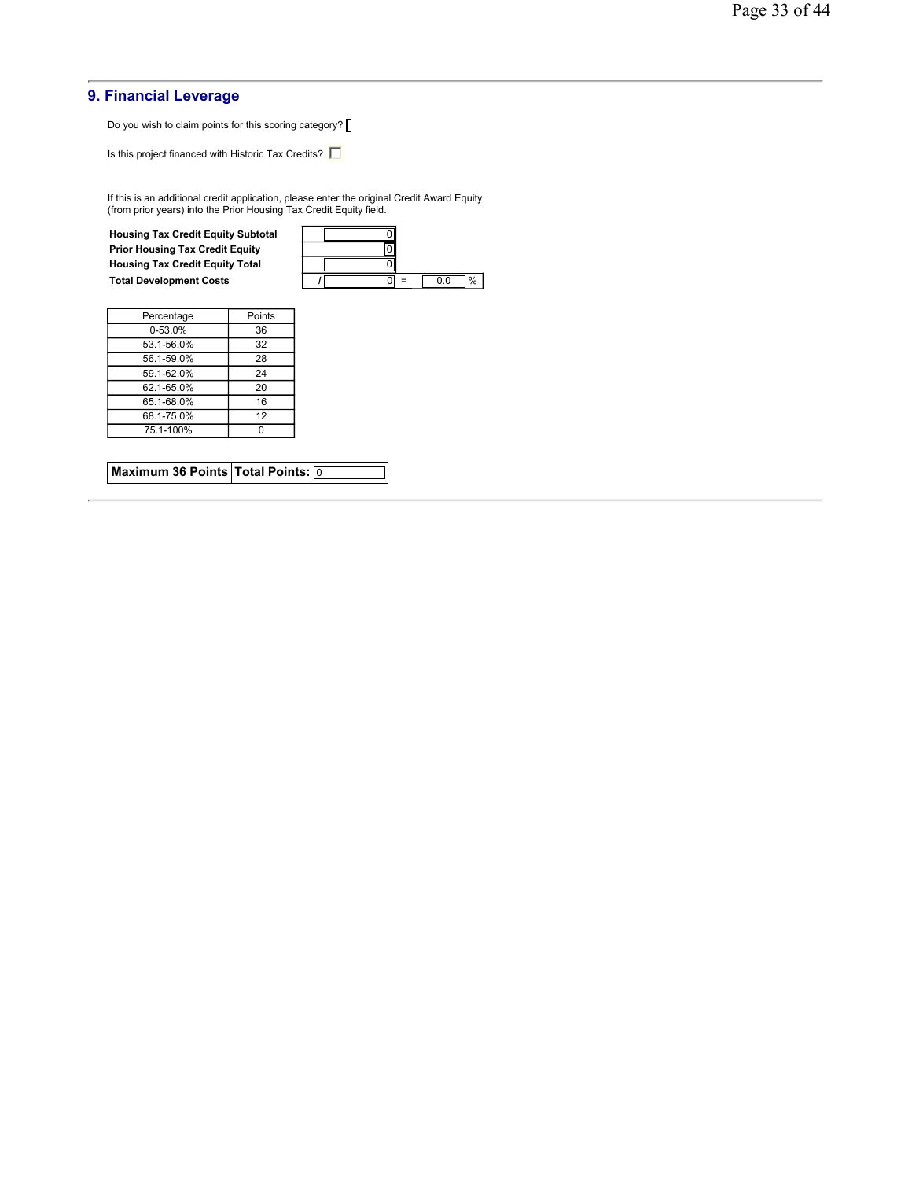## 9. Financial Leverage

Do you wish to claim points for this scoring category? [ ]

Is this project financed with Historic Tax Credits? [ ]

If this is an additional credit application, please enter the original Credit Award Equity (from prior years) into the Prior Housing Tax Credit Equity field.

| | | | |
|---|---|---|---|
| **Housing Tax Credit Equity Subtotal** | 0 | | |
| **Prior Housing Tax Credit Equity** | 0 | | |
| **Housing Tax Credit Equity Total** | 0 | | |
| **Total Development Costs** | / 0 | = | 0.0 % |

| Percentage | Points |
|---|---|
| 0-53.0% | 36 |
| 53.1-56.0% | 32 |
| 56.1-59.0% | 28 |
| 59.1-62.0% | 24 |
| 62.1-65.0% | 20 |
| 65.1-68.0% | 16 |
| 68.1-75.0% | 12 |
| 75.1-100% | 0 |

| **Maximum 36 Points** | **Total Points:** 0 |
|---|---|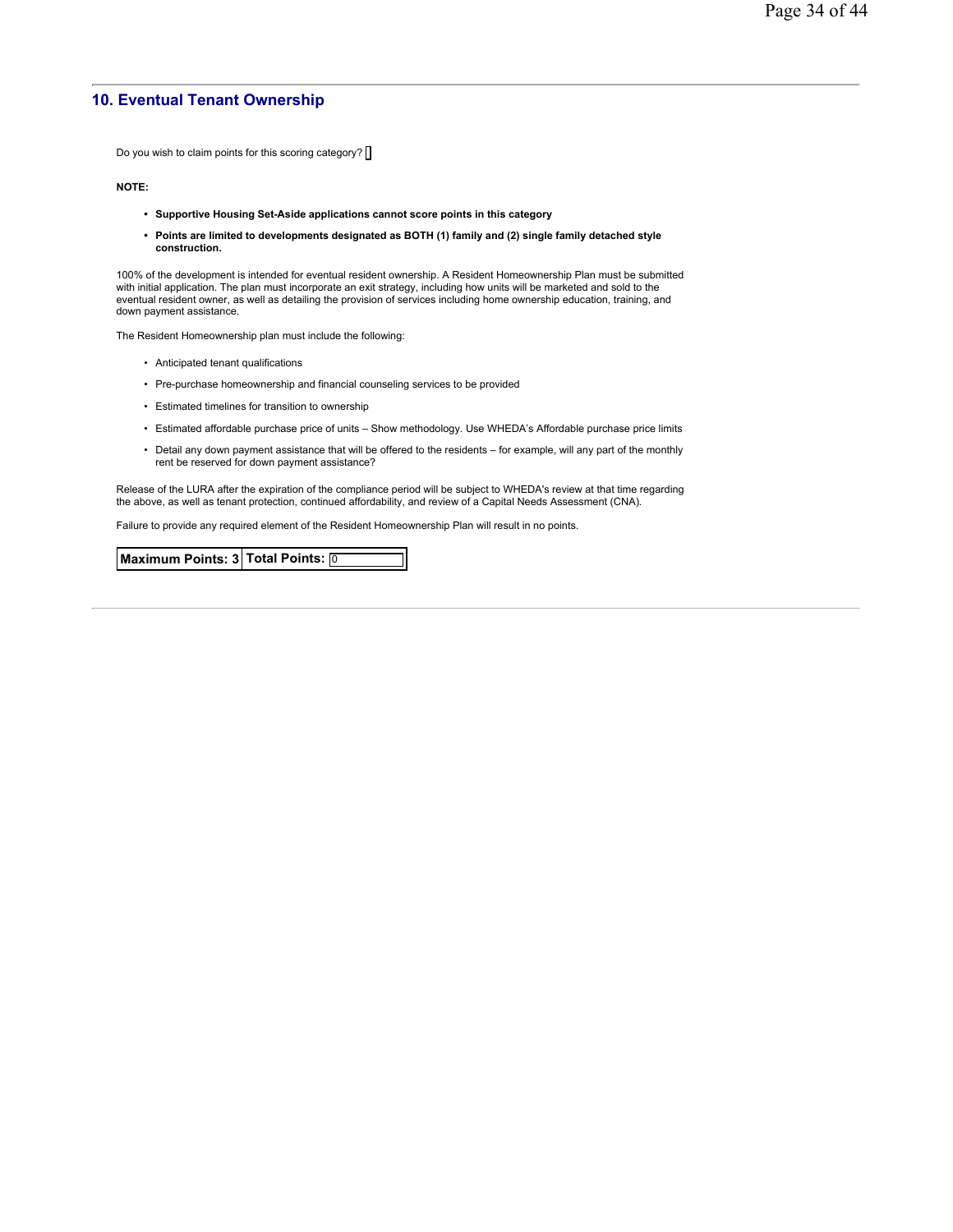## 10. Eventual Tenant Ownership

Do you wish to claim points for this scoring category? [ ]

**NOTE:**

- **Supportive Housing Set-Aside applications cannot score points in this category**
- **Points are limited to developments designated as BOTH (1) family and (2) single family detached style construction.**

100% of the development is intended for eventual resident ownership. A Resident Homeownership Plan must be submitted with initial application. The plan must incorporate an exit strategy, including how units will be marketed and sold to the eventual resident owner, as well as detailing the provision of services including home ownership education, training, and down payment assistance.

The Resident Homeownership plan must include the following:

- Anticipated tenant qualifications
- Pre-purchase homeownership and financial counseling services to be provided
- Estimated timelines for transition to ownership
- Estimated affordable purchase price of units – Show methodology. Use WHEDA's Affordable purchase price limits
- Detail any down payment assistance that will be offered to the residents – for example, will any part of the monthly rent be reserved for down payment assistance?

Release of the LURA after the expiration of the compliance period will be subject to WHEDA's review at that time regarding the above, as well as tenant protection, continued affordability, and review of a Capital Needs Assessment (CNA).

Failure to provide any required element of the Resident Homeownership Plan will result in no points.

| Maximum Points: 3 | Total Points: 0 |
|---|---|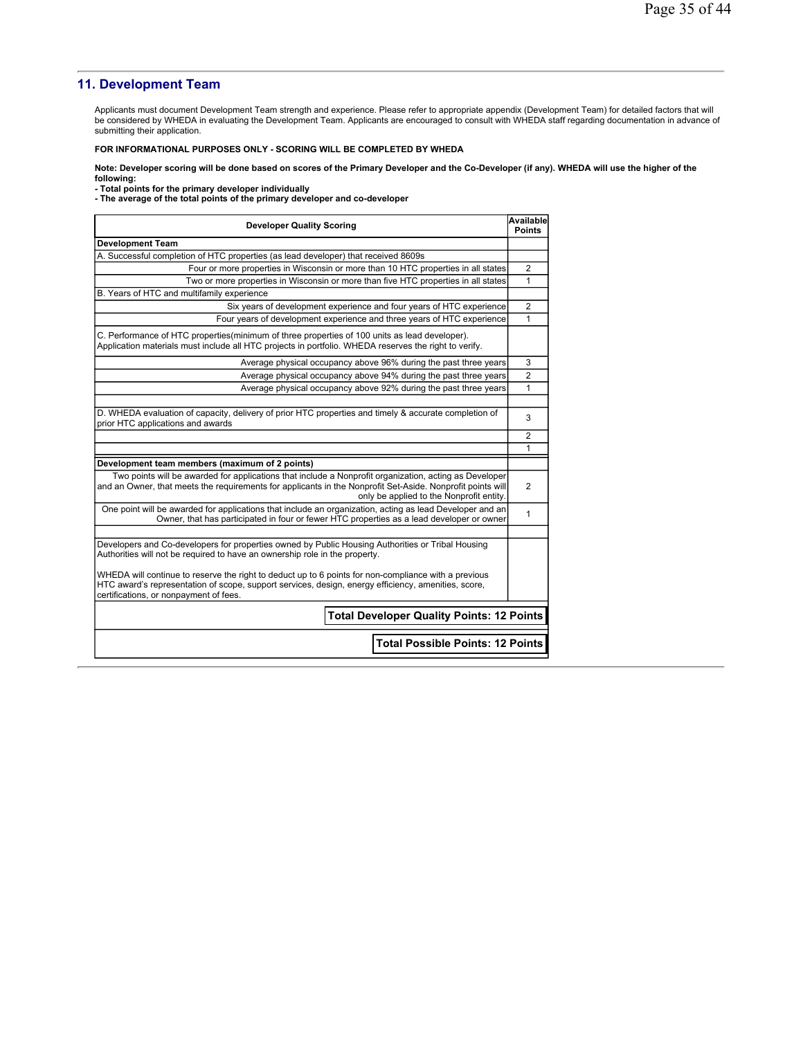## 11. Development Team

Applicants must document Development Team strength and experience. Please refer to appropriate appendix (Development Team) for detailed factors that will be considered by WHEDA in evaluating the Development Team. Applicants are encouraged to consult with WHEDA staff regarding documentation in advance of submitting their application.

**FOR INFORMATIONAL PURPOSES ONLY - SCORING WILL BE COMPLETED BY WHEDA**

**Note: Developer scoring will be done based on scores of the Primary Developer and the Co-Developer (if any). WHEDA will use the higher of the following:**
**- Total points for the primary developer individually**
**- The average of the total points of the primary developer and co-developer**

| Developer Quality Scoring | Available Points |
|---|---|
| **Development Team** | |
| A. Successful completion of HTC properties (as lead developer) that received 8609s | |
| Four or more properties in Wisconsin or more than 10 HTC properties in all states | 2 |
| Two or more properties in Wisconsin or more than five HTC properties in all states | 1 |
| B. Years of HTC and multifamily experience | |
| Six years of development experience and four years of HTC experience | 2 |
| Four years of development experience and three years of HTC experience | 1 |
| C. Performance of HTC properties(minimum of three properties of 100 units as lead developer). Application materials must include all HTC projects in portfolio. WHEDA reserves the right to verify. | |
| Average physical occupancy above 96% during the past three years | 3 |
| Average physical occupancy above 94% during the past three years | 2 |
| Average physical occupancy above 92% during the past three years | 1 |
| | |
| D. WHEDA evaluation of capacity, delivery of prior HTC properties and timely & accurate completion of prior HTC applications and awards | 3 |
| | 2 |
| | 1 |
| **Development team members (maximum of 2 points)** | |
| Two points will be awarded for applications that include a Nonprofit organization, acting as Developer and an Owner, that meets the requirements for applicants in the Nonprofit Set-Aside. Nonprofit points will only be applied to the Nonprofit entity. | 2 |
| One point will be awarded for applications that include an organization, acting as lead Developer and an Owner, that has participated in four or fewer HTC properties as a lead developer or owner | 1 |
| | |
| Developers and Co-developers for properties owned by Public Housing Authorities or Tribal Housing Authorities will not be required to have an ownership role in the property.<br><br>WHEDA will continue to reserve the right to deduct up to 6 points for non-compliance with a previous HTC award's representation of scope, support services, design, energy efficiency, amenities, score, certifications, or nonpayment of fees. | |
| **Total Developer Quality Points: 12 Points** | |
| **Total Possible Points: 12 Points** | |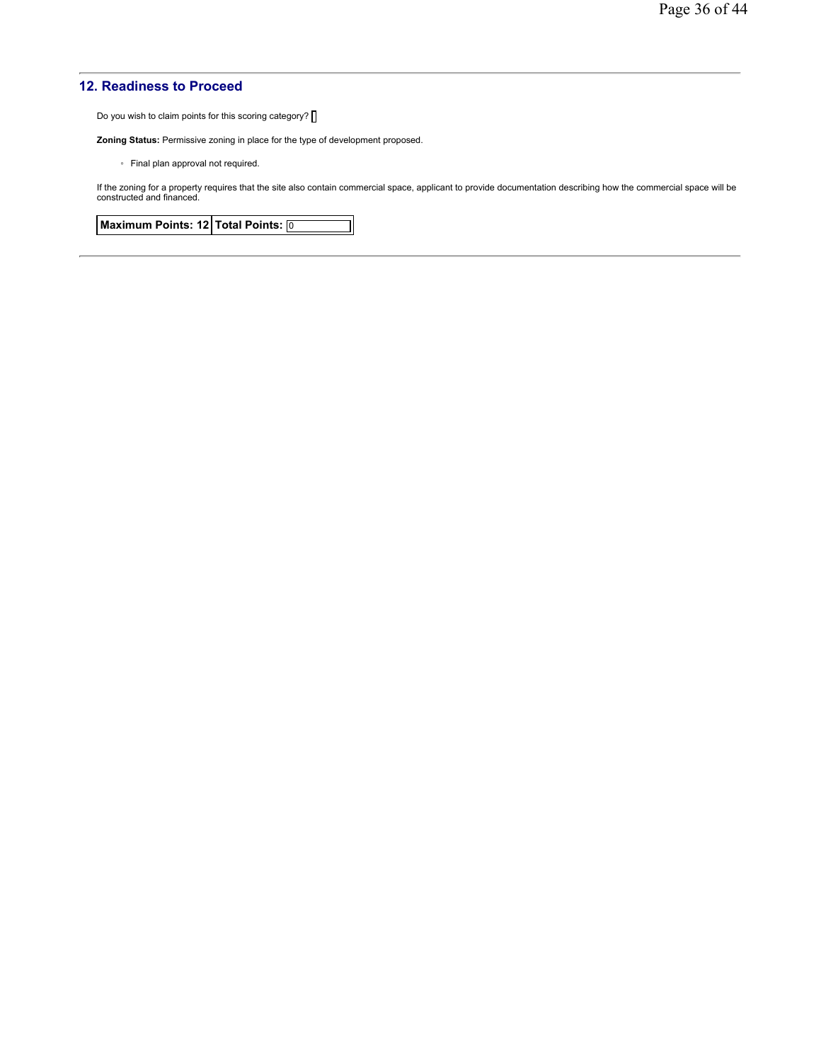## 12. Readiness to Proceed

Do you wish to claim points for this scoring category? [ ]

**Zoning Status:** Permissive zoning in place for the type of development proposed.

- Final plan approval not required.

If the zoning for a property requires that the site also contain commercial space, applicant to provide documentation describing how the commercial space will be constructed and financed.

| Maximum Points: 12 | Total Points: 0 |
|---|---|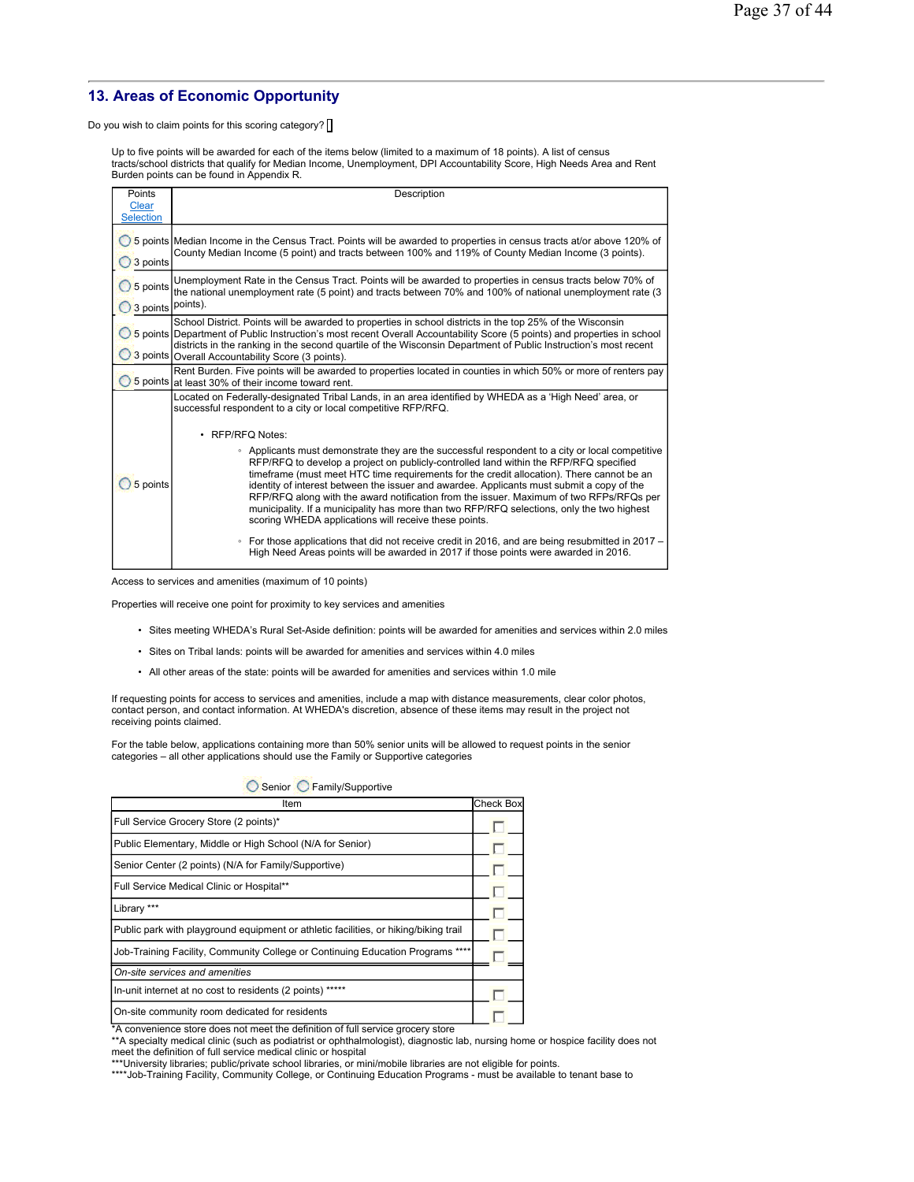## 13. Areas of Economic Opportunity

Do you wish to claim points for this scoring category? ☐

Up to five points will be awarded for each of the items below (limited to a maximum of 18 points). A list of census tracts/school districts that qualify for Median Income, Unemployment, DPI Accountability Score, High Needs Area and Rent Burden points can be found in Appendix R.

| Points Clear Selection | Description |
|---|---|
| ◯ 5 points ◯ 3 points | Median Income in the Census Tract. Points will be awarded to properties in census tracts at/or above 120% of County Median Income (5 point) and tracts between 100% and 119% of County Median Income (3 points). |
| ◯ 5 points ◯ 3 points | Unemployment Rate in the Census Tract. Points will be awarded to properties in census tracts below 70% of the national unemployment rate (5 point) and tracts between 70% and 100% of national unemployment rate (3 points). |
| ◯ 5 points ◯ 3 points | School District. Points will be awarded to properties in school districts in the top 25% of the Wisconsin Department of Public Instruction's most recent Overall Accountability Score (5 points) and properties in school districts in the ranking in the second quartile of the Wisconsin Department of Public Instruction's most recent Overall Accountability Score (3 points). |
| ◯ 5 points | Rent Burden. Five points will be awarded to properties located in counties in which 50% or more of renters pay at least 30% of their income toward rent. |
| ◯ 5 points | Located on Federally-designated Tribal Lands, in an area identified by WHEDA as a 'High Need' area, or successful respondent to a city or local competitive RFP/RFQ.<br><br>• RFP/RFQ Notes:<br>◦ Applicants must demonstrate they are the successful respondent to a city or local competitive RFP/RFQ to develop a project on publicly-controlled land within the RFP/RFQ specified timeframe (must meet HTC time requirements for the credit allocation). There cannot be an identity of interest between the issuer and awardee. Applicants must submit a copy of the RFP/RFQ along with the award notification from the issuer. Maximum of two RFPs/RFQs per municipality. If a municipality has more than two RFP/RFQ selections, only the two highest scoring WHEDA applications will receive these points.<br>◦ For those applications that did not receive credit in 2016, and are being resubmitted in 2017 – High Need Areas points will be awarded in 2017 if those points were awarded in 2016. |

Access to services and amenities (maximum of 10 points)

Properties will receive one point for proximity to key services and amenities

- Sites meeting WHEDA's Rural Set-Aside definition: points will be awarded for amenities and services within 2.0 miles
- Sites on Tribal lands: points will be awarded for amenities and services within 4.0 miles
- All other areas of the state: points will be awarded for amenities and services within 1.0 mile

If requesting points for access to services and amenities, include a map with distance measurements, clear color photos, contact person, and contact information. At WHEDA's discretion, absence of these items may result in the project not receiving points claimed.

For the table below, applications containing more than 50% senior units will be allowed to request points in the senior categories – all other applications should use the Family or Supportive categories

◯ Senior ◯ Family/Supportive

| Item | Check Box |
|---|---|
| Full Service Grocery Store (2 points)* | ☐ |
| Public Elementary, Middle or High School (N/A for Senior) | ☐ |
| Senior Center (2 points) (N/A for Family/Supportive) | ☐ |
| Full Service Medical Clinic or Hospital** | ☐ |
| Library *** | ☐ |
| Public park with playground equipment or athletic facilities, or hiking/biking trail | ☐ |
| Job-Training Facility, Community College or Continuing Education Programs **** | ☐ |
| *On-site services and amenities* | |
| In-unit internet at no cost to residents (2 points) ***** | ☐ |
| On-site community room dedicated for residents | ☐ |

*A convenience store does not meet the definition of full service grocery store

**A specialty medical clinic (such as podiatrist or ophthalmologist), diagnostic lab, nursing home or hospice facility does not meet the definition of full service medical clinic or hospital

***University libraries; public/private school libraries, or mini/mobile libraries are not eligible for points.

****Job-Training Facility, Community College, or Continuing Education Programs - must be available to tenant base to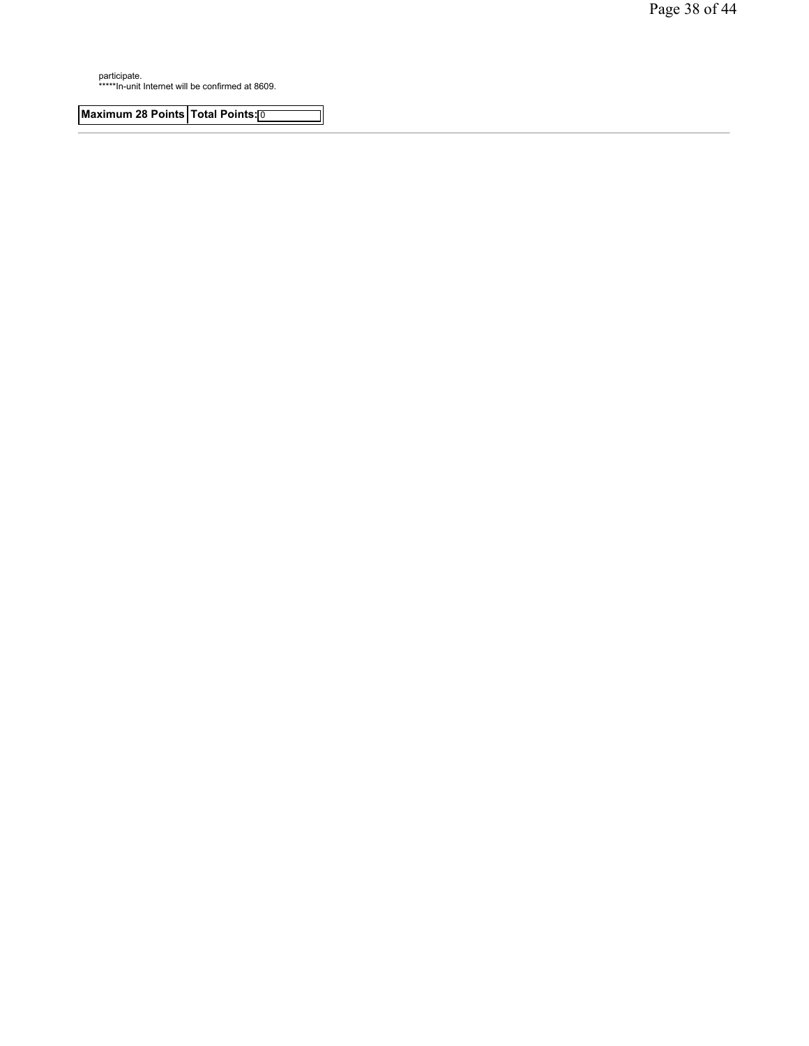participate.
*****In-unit Internet will be confirmed at 8609.

| Maximum 28 Points | Total Points: 0 |
|---|---|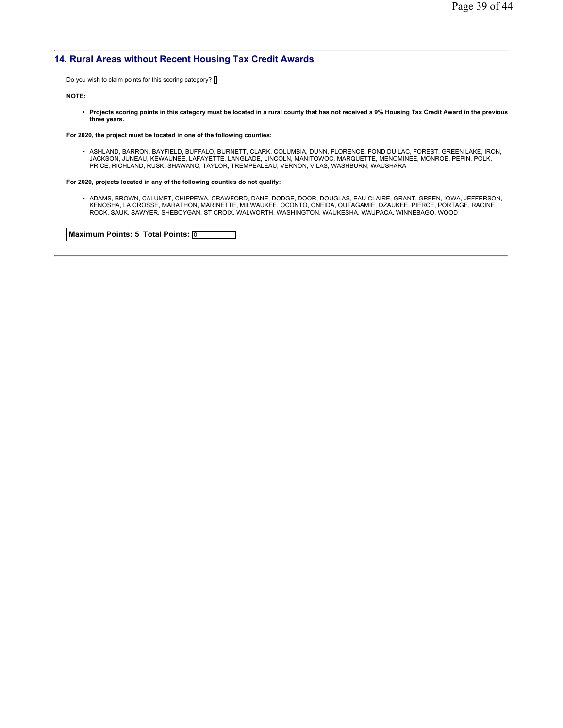## 14. Rural Areas without Recent Housing Tax Credit Awards

Do you wish to claim points for this scoring category? [ ]

**NOTE:**

- **Projects scoring points in this category must be located in a rural county that has not received a 9% Housing Tax Credit Award in the previous three years.**

**For 2020, the project must be located in one of the following counties:**

- ASHLAND, BARRON, BAYFIELD, BUFFALO, BURNETT, CLARK, COLUMBIA, DUNN, FLORENCE, FOND DU LAC, FOREST, GREEN LAKE, IRON, JACKSON, JUNEAU, KEWAUNEE, LAFAYETTE, LANGLADE, LINCOLN, MANITOWOC, MARQUETTE, MENOMINEE, MONROE, PEPIN, POLK, PRICE, RICHLAND, RUSK, SHAWANO, TAYLOR, TREMPEALEAU, VERNON, VILAS, WASHBURN, WAUSHARA

**For 2020, projects located in any of the following counties do not qualify:**

- ADAMS, BROWN, CALUMET, CHIPPEWA, CRAWFORD, DANE, DODGE, DOOR, DOUGLAS, EAU CLAIRE, GRANT, GREEN, IOWA, JEFFERSON, KENOSHA, LA CROSSE, MARATHON, MARINETTE, MILWAUKEE, OCONTO, ONEIDA, OUTAGAMIE, OZAUKEE, PIERCE, PORTAGE, RACINE, ROCK, SAUK, SAWYER, SHEBOYGAN, ST CROIX, WALWORTH, WASHINGTON, WAUKESHA, WAUPACA, WINNEBAGO, WOOD

| Maximum Points: 5 | Total Points: 0 |
|---|---|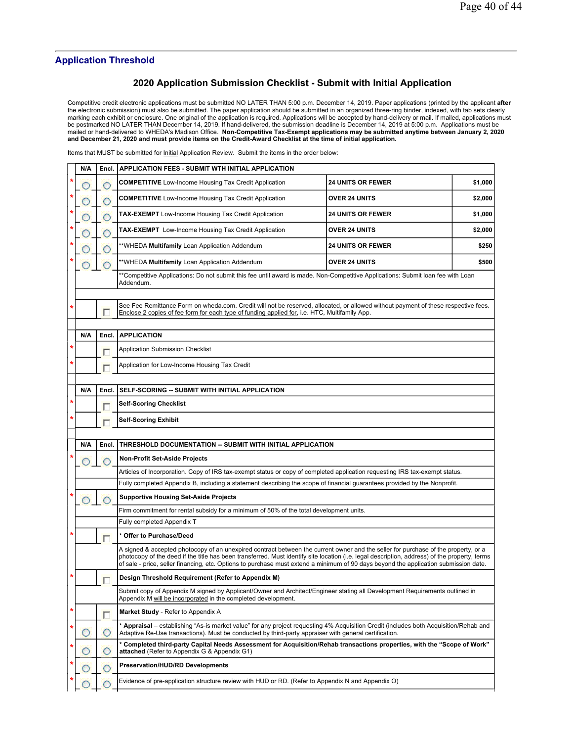## Application Threshold

### 2020 Application Submission Checklist - Submit with Initial Application

Competitive credit electronic applications must be submitted NO LATER THAN 5:00 p.m. December 14, 2019. Paper applications (printed by the applicant **after** the electronic submission) must also be submitted. The paper application should be submitted in an organized three-ring binder, indexed, with tab sets clearly marking each exhibit or enclosure. One original of the application is required. Applications will be accepted by hand-delivery or mail. If mailed, applications must be postmarked NO LATER THAN December 14, 2019. If hand-delivered, the submission deadline is December 14, 2019 at 5:00 p.m. Applications must be mailed or hand-delivered to WHEDA's Madison Office. **Non-Competitive Tax-Exempt applications may be submitted anytime between January 2, 2020 and December 21, 2020 and must provide items on the Credit-Award Checklist at the time of initial application.**

Items that MUST be submitted for Initial Application Review. Submit the items in the order below:

| | N/A | Encl. | APPLICATION FEES - SUBMIT WTH INITIAL APPLICATION | | |
|---|---|---|---|---|---|
| * | ○ | ○ | **COMPETITIVE** Low-Income Housing Tax Credit Application | **24 UNITS OR FEWER** | **$1,000** |
| * | ○ | ○ | **COMPETITIVE** Low-Income Housing Tax Credit Application | **OVER 24 UNITS** | **$2,000** |
| * | ○ | ○ | **TAX-EXEMPT** Low-Income Housing Tax Credit Application | **24 UNITS OR FEWER** | **$1,000** |
| * | ○ | ○ | **TAX-EXEMPT** Low-Income Housing Tax Credit Application | **OVER 24 UNITS** | **$2,000** |
| * | ○ | ○ | **WHEDA **Multifamily** Loan Application Addendum | **24 UNITS OR FEWER** | **$250** |
| * | ○ | ○ | **WHEDA **Multifamily** Loan Application Addendum | **OVER 24 UNITS** | **$500** |
| | | | **Competitive Applications: Do not submit this fee until award is made. Non-Competitive Applications: Submit loan fee with Loan Addendum. | | |
| * | | ☐ | See Fee Remittance Form on wheda.com. Credit will not be reserved, allocated, or allowed without payment of these respective fees. Enclose 2 copies of fee form for each type of funding applied for, i.e. HTC, Multifamily App. | | |
| | **N/A** | **Encl.** | **APPLICATION** | | |
| * | | ☐ | Application Submission Checklist | | |
| * | | ☐ | Application for Low-Income Housing Tax Credit | | |
| | **N/A** | **Encl.** | **SELF-SCORING -- SUBMIT WITH INITIAL APPLICATION** | | |
| * | | ☐ | **Self-Scoring Checklist** | | |
| * | | ☐ | **Self-Scoring Exhibit** | | |
| | **N/A** | **Encl.** | **THRESHOLD DOCUMENTATION -- SUBMIT WITH INITIAL APPLICATION** | | |
| * | ○ | ○ | **Non-Profit Set-Aside Projects** | | |
| | | | Articles of Incorporation. Copy of IRS tax-exempt status or copy of completed application requesting IRS tax-exempt status. | | |
| | | | Fully completed Appendix B, including a statement describing the scope of financial guarantees provided by the Nonprofit. | | |
| * | ○ | ○ | **Supportive Housing Set-Aside Projects** | | |
| | | | Firm commitment for rental subsidy for a minimum of 50% of the total development units. | | |
| | | | Fully completed Appendix T | | |
| * | | ☐ | *** Offer to Purchase/Deed** | | |
| | | | A signed & accepted photocopy of an unexpired contract between the current owner and the seller for purchase of the property, or a photocopy of the deed if the title has been transferred. Must identify site location (i.e. legal description, address) of the property, terms of sale - price, seller financing, etc. Options to purchase must extend a minimum of 90 days beyond the application submission date. | | |
| * | | ☐ | **Design Threshold Requirement (Refer to Appendix M)** | | |
| | | | Submit copy of Appendix M signed by Applicant/Owner and Architect/Engineer stating all Development Requirements outlined in Appendix M will be incorporated in the completed development. | | |
| * | | ☐ | **Market Study** - Refer to Appendix A | | |
| * | ○ | ○ | *** Appraisal** – establishing "As-is market value" for any project requesting 4% Acquisition Credit (includes both Acquisition/Rehab and Adaptive Re-Use transactions). Must be conducted by third-party appraiser with general certification. | | |
| * | ○ | ○ | *** Completed third-party Capital Needs Assessment for Acquisition/Rehab transactions properties, with the "Scope of Work" attached** (Refer to Appendix G & Appendix G1) | | |
| * | ○ | ○ | **Preservation/HUD/RD Developments** | | |
| * | ○ | ○ | Evidence of pre-application structure review with HUD or RD. (Refer to Appendix N and Appendix O) | | |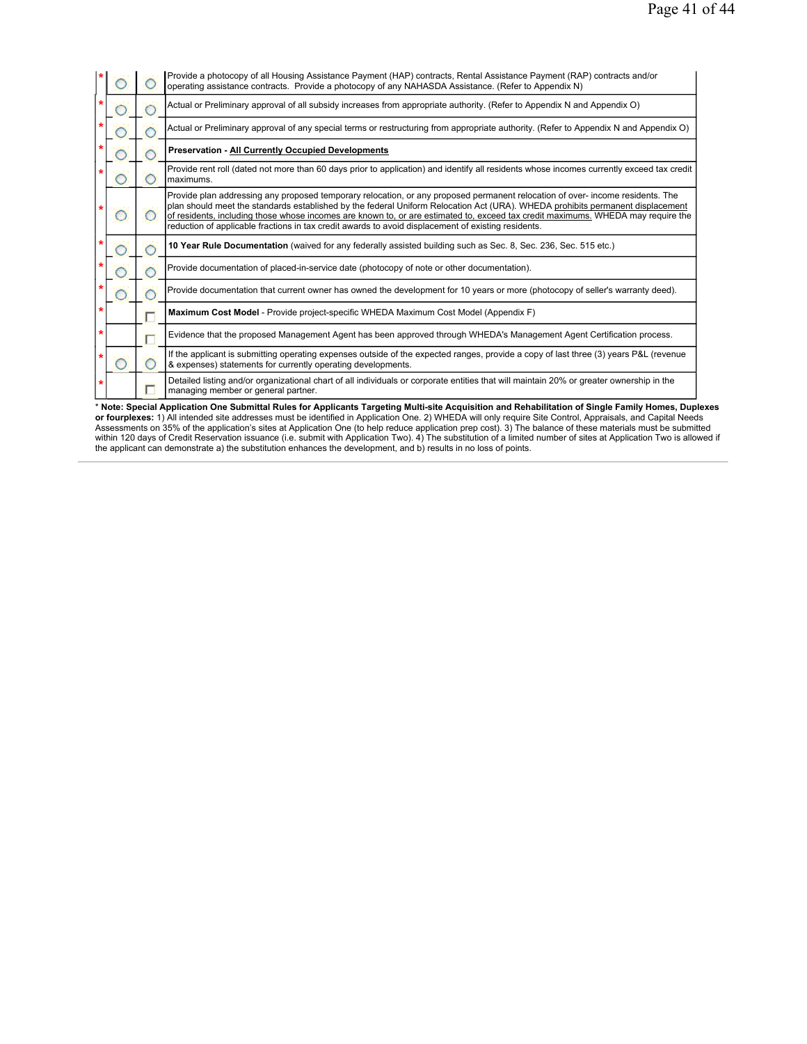| | | | |
|---|---|---|---|
| * | ○ | ○ | Provide a photocopy of all Housing Assistance Payment (HAP) contracts, Rental Assistance Payment (RAP) contracts and/or operating assistance contracts. Provide a photocopy of any NAHASDA Assistance. (Refer to Appendix N) |
| * | ○ | ○ | Actual or Preliminary approval of all subsidy increases from appropriate authority. (Refer to Appendix N and Appendix O) |
| * | ○ | ○ | Actual or Preliminary approval of any special terms or restructuring from appropriate authority. (Refer to Appendix N and Appendix O) |
| * | ○ | ○ | **Preservation - All Currently Occupied Developments** |
| * | ○ | ○ | Provide rent roll (dated not more than 60 days prior to application) and identify all residents whose incomes currently exceed tax credit maximums. |
| * | ○ | ○ | Provide plan addressing any proposed temporary relocation, or any proposed permanent relocation of over- income residents. The plan should meet the standards established by the federal Uniform Relocation Act (URA). WHEDA prohibits permanent displacement of residents, including those whose incomes are known to, or are estimated to, exceed tax credit maximums. WHEDA may require the reduction of applicable fractions in tax credit awards to avoid displacement of existing residents. |
| * | ○ | ○ | **10 Year Rule Documentation** (waived for any federally assisted building such as Sec. 8, Sec. 236, Sec. 515 etc.) |
| * | ○ | ○ | Provide documentation of placed-in-service date (photocopy of note or other documentation). |
| * | ○ | ○ | Provide documentation that current owner has owned the development for 10 years or more (photocopy of seller's warranty deed). |
| * | | ☐ | **Maximum Cost Model** - Provide project-specific WHEDA Maximum Cost Model (Appendix F) |
| * | | ☐ | Evidence that the proposed Management Agent has been approved through WHEDA's Management Agent Certification process. |
| * | ○ | ○ | If the applicant is submitting operating expenses outside of the expected ranges, provide a copy of last three (3) years P&L (revenue & expenses) statements for currently operating developments. |
| * | | ☐ | Detailed listing and/or organizational chart of all individuals or corporate entities that will maintain 20% or greater ownership in the managing member or general partner. |

* **Note: Special Application One Submittal Rules for Applicants Targeting Multi-site Acquisition and Rehabilitation of Single Family Homes, Duplexes or fourplexes:** 1) All intended site addresses must be identified in Application One. 2) WHEDA will only require Site Control, Appraisals, and Capital Needs Assessments on 35% of the application's sites at Application One (to help reduce application prep cost). 3) The balance of these materials must be submitted within 120 days of Credit Reservation issuance (i.e. submit with Application Two). 4) The substitution of a limited number of sites at Application Two is allowed if the applicant can demonstrate a) the substitution enhances the development, and b) results in no loss of points.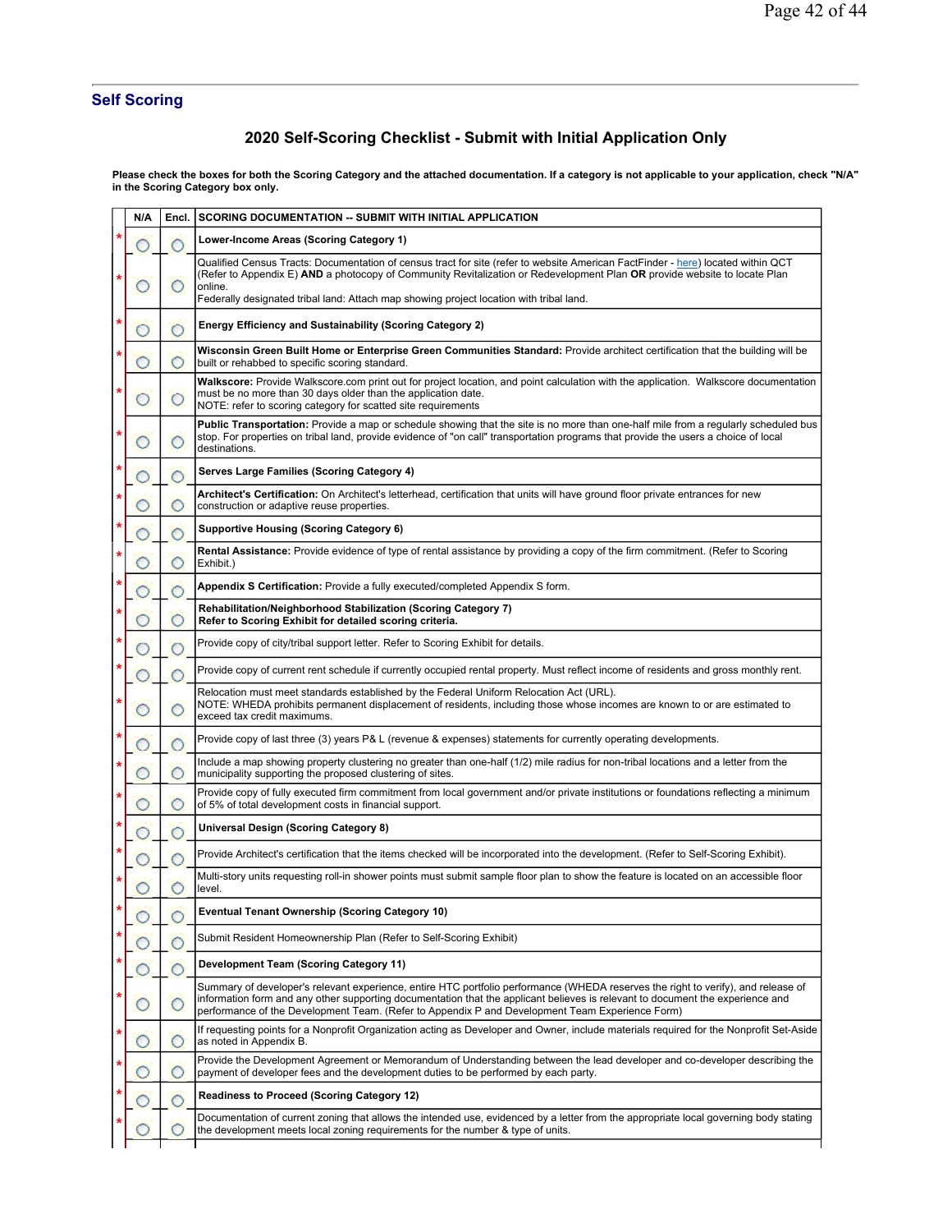## Self Scoring

### 2020 Self-Scoring Checklist - Submit with Initial Application Only

**Please check the boxes for both the Scoring Category and the attached documentation. If a category is not applicable to your application, check "N/A" in the Scoring Category box only.**

| | N/A | Encl. | SCORING DOCUMENTATION -- SUBMIT WITH INITIAL APPLICATION |
|---|---|---|---|
| * | ○ | ○ | **Lower-Income Areas (Scoring Category 1)** |
| * | ○ | ○ | Qualified Census Tracts: Documentation of census tract for site (refer to website American FactFinder - here) located within QCT (Refer to Appendix E) **AND** a photocopy of Community Revitalization or Redevelopment Plan **OR** provide website to locate Plan online.<br>Federally designated tribal land: Attach map showing project location with tribal land. |
| * | ○ | ○ | **Energy Efficiency and Sustainability (Scoring Category 2)** |
| * | ○ | ○ | **Wisconsin Green Built Home or Enterprise Green Communities Standard:** Provide architect certification that the building will be built or rehabbed to specific scoring standard. |
| * | ○ | ○ | **Walkscore:** Provide Walkscore.com print out for project location, and point calculation with the application. Walkscore documentation must be no more than 30 days older than the application date.<br>NOTE: refer to scoring category for scatted site requirements |
| * | ○ | ○ | **Public Transportation:** Provide a map or schedule showing that the site is no more than one-half mile from a regularly scheduled bus stop. For properties on tribal land, provide evidence of "on call" transportation programs that provide the users a choice of local destinations. |
| * | ○ | ○ | **Serves Large Families (Scoring Category 4)** |
| * | ○ | ○ | **Architect's Certification:** On Architect's letterhead, certification that units will have ground floor private entrances for new construction or adaptive reuse properties. |
| * | ○ | ○ | **Supportive Housing (Scoring Category 6)** |
| * | ○ | ○ | **Rental Assistance:** Provide evidence of type of rental assistance by providing a copy of the firm commitment. (Refer to Scoring Exhibit.) |
| * | ○ | ○ | **Appendix S Certification:** Provide a fully executed/completed Appendix S form. |
| * | ○ | ○ | **Rehabilitation/Neighborhood Stabilization (Scoring Category 7)**<br>**Refer to Scoring Exhibit for detailed scoring criteria.** |
| * | ○ | ○ | Provide copy of city/tribal support letter. Refer to Scoring Exhibit for details. |
| * | ○ | ○ | Provide copy of current rent schedule if currently occupied rental property. Must reflect income of residents and gross monthly rent. |
| * | ○ | ○ | Relocation must meet standards established by the Federal Uniform Relocation Act (URL).<br>NOTE: WHEDA prohibits permanent displacement of residents, including those whose incomes are known to or are estimated to exceed tax credit maximums. |
| * | ○ | ○ | Provide copy of last three (3) years P& L (revenue & expenses) statements for currently operating developments. |
| * | ○ | ○ | Include a map showing property clustering no greater than one-half (1/2) mile radius for non-tribal locations and a letter from the municipality supporting the proposed clustering of sites. |
| * | ○ | ○ | Provide copy of fully executed firm commitment from local government and/or private institutions or foundations reflecting a minimum of 5% of total development costs in financial support. |
| * | ○ | ○ | **Universal Design (Scoring Category 8)** |
| * | ○ | ○ | Provide Architect's certification that the items checked will be incorporated into the development. (Refer to Self-Scoring Exhibit). |
| * | ○ | ○ | Multi-story units requesting roll-in shower points must submit sample floor plan to show the feature is located on an accessible floor level. |
| * | ○ | ○ | **Eventual Tenant Ownership (Scoring Category 10)** |
| * | ○ | ○ | Submit Resident Homeownership Plan (Refer to Self-Scoring Exhibit) |
| * | ○ | ○ | **Development Team (Scoring Category 11)** |
| * | ○ | ○ | Summary of developer's relevant experience, entire HTC portfolio performance (WHEDA reserves the right to verify), and release of information form and any other supporting documentation that the applicant believes is relevant to document the experience and performance of the Development Team. (Refer to Appendix P and Development Team Experience Form) |
| * | ○ | ○ | If requesting points for a Nonprofit Organization acting as Developer and Owner, include materials required for the Nonprofit Set-Aside as noted in Appendix B. |
| * | ○ | ○ | Provide the Development Agreement or Memorandum of Understanding between the lead developer and co-developer describing the payment of developer fees and the development duties to be performed by each party. |
| * | ○ | ○ | **Readiness to Proceed (Scoring Category 12)** |
| * | ○ | ○ | Documentation of current zoning that allows the intended use, evidenced by a letter from the appropriate local governing body stating the development meets local zoning requirements for the number & type of units. |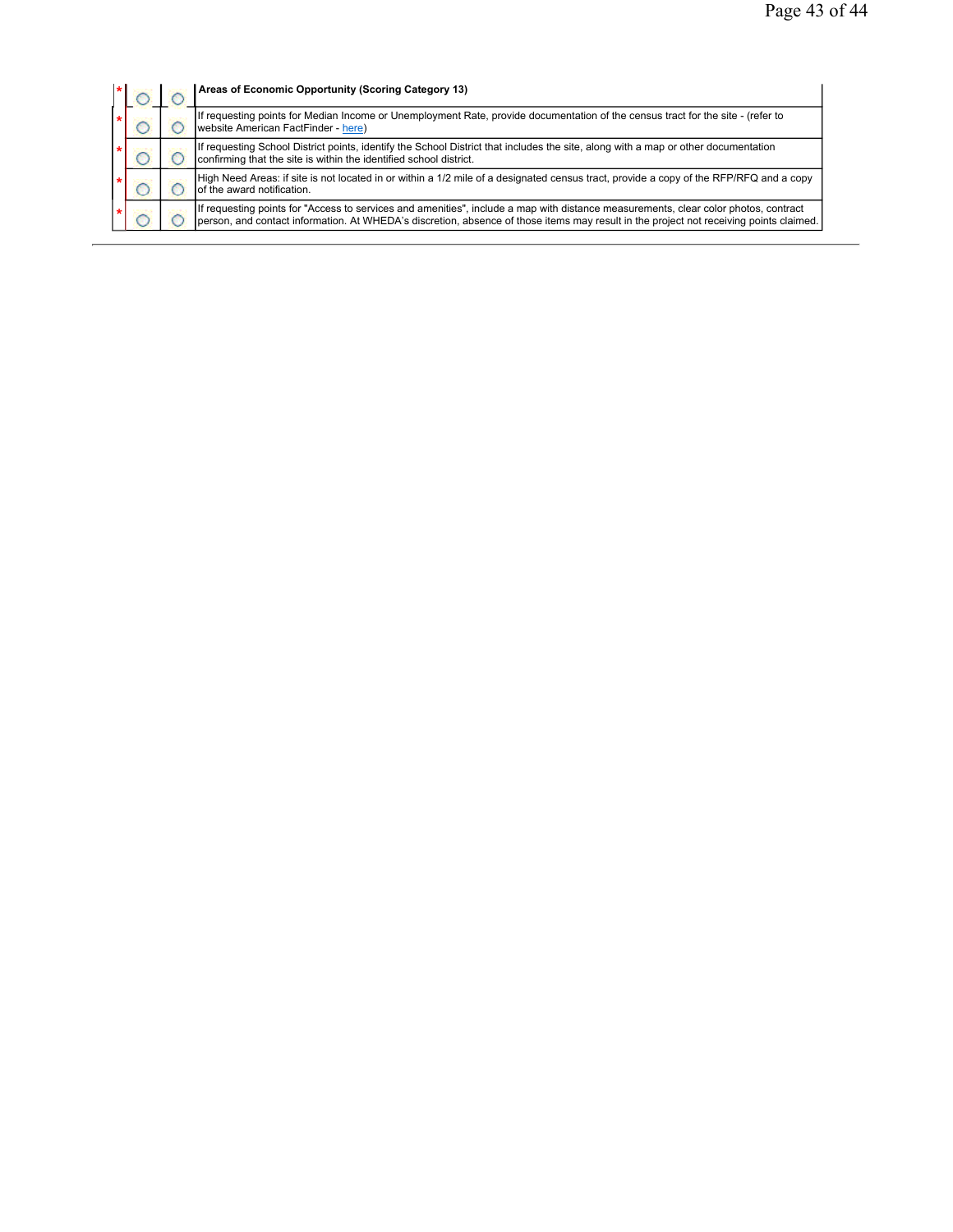| * | ○ | ○ | **Areas of Economic Opportunity (Scoring Category 13)** |
|---|---|---|---|
| * | ○ | ○ | If requesting points for Median Income or Unemployment Rate, provide documentation of the census tract for the site - (refer to website American FactFinder - here) |
| * | ○ | ○ | If requesting School District points, identify the School District that includes the site, along with a map or other documentation confirming that the site is within the identified school district. |
| * | ○ | ○ | High Need Areas: if site is not located in or within a 1/2 mile of a designated census tract, provide a copy of the RFP/RFQ and a copy of the award notification. |
| * | ○ | ○ | If requesting points for "Access to services and amenities", include a map with distance measurements, clear color photos, contract person, and contact information. At WHEDA's discretion, absence of those items may result in the project not receiving points claimed. |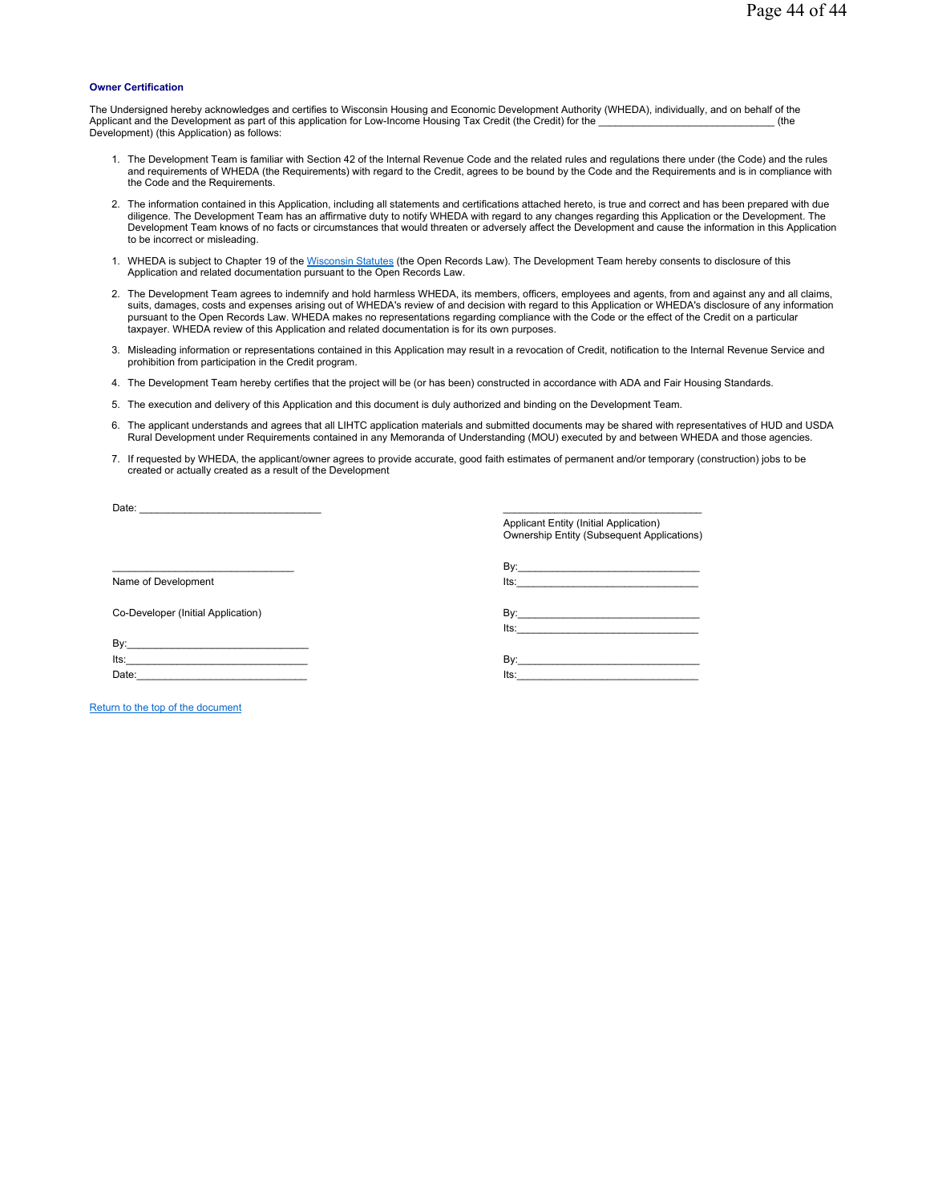### Owner Certification

The Undersigned hereby acknowledges and certifies to Wisconsin Housing and Economic Development Authority (WHEDA), individually, and on behalf of the Applicant and the Development as part of this application for Low-Income Housing Tax Credit (the Credit) for the ______________________________ (the Development) (this Application) as follows:

1. The Development Team is familiar with Section 42 of the Internal Revenue Code and the related rules and regulations there under (the Code) and the rules and requirements of WHEDA (the Requirements) with regard to the Credit, agrees to be bound by the Code and the Requirements and is in compliance with the Code and the Requirements.

2. The information contained in this Application, including all statements and certifications attached hereto, is true and correct and has been prepared with due diligence. The Development Team has an affirmative duty to notify WHEDA with regard to any changes regarding this Application or the Development. The Development Team knows of no facts or circumstances that would threaten or adversely affect the Development and cause the information in this Application to be incorrect or misleading.

1. WHEDA is subject to Chapter 19 of the Wisconsin Statutes (the Open Records Law). The Development Team hereby consents to disclosure of this Application and related documentation pursuant to the Open Records Law.

2. The Development Team agrees to indemnify and hold harmless WHEDA, its members, officers, employees and agents, from and against any and all claims, suits, damages, costs and expenses arising out of WHEDA's review of and decision with regard to this Application or WHEDA's disclosure of any information pursuant to the Open Records Law. WHEDA makes no representations regarding compliance with the Code or the effect of the Credit on a particular taxpayer. WHEDA review of this Application and related documentation is for its own purposes.

3. Misleading information or representations contained in this Application may result in a revocation of Credit, notification to the Internal Revenue Service and prohibition from participation in the Credit program.

4. The Development Team hereby certifies that the project will be (or has been) constructed in accordance with ADA and Fair Housing Standards.

5. The execution and delivery of this Application and this document is duly authorized and binding on the Development Team.

6. The applicant understands and agrees that all LIHTC application materials and submitted documents may be shared with representatives of HUD and USDA Rural Development under Requirements contained in any Memoranda of Understanding (MOU) executed by and between WHEDA and those agencies.

7. If requested by WHEDA, the applicant/owner agrees to provide accurate, good faith estimates of permanent and/or temporary (construction) jobs to be created or actually created as a result of the Development

Date: ______________________________

______________________________
Applicant Entity (Initial Application)
Ownership Entity (Subsequent Applications)

______________________________
Name of Development

By:______________________________
Its:______________________________

Co-Developer (Initial Application)

By:______________________________
Its:______________________________

By:______________________________
Its:______________________________
Date:______________________________

By:______________________________
Its:______________________________

Return to the top of the document